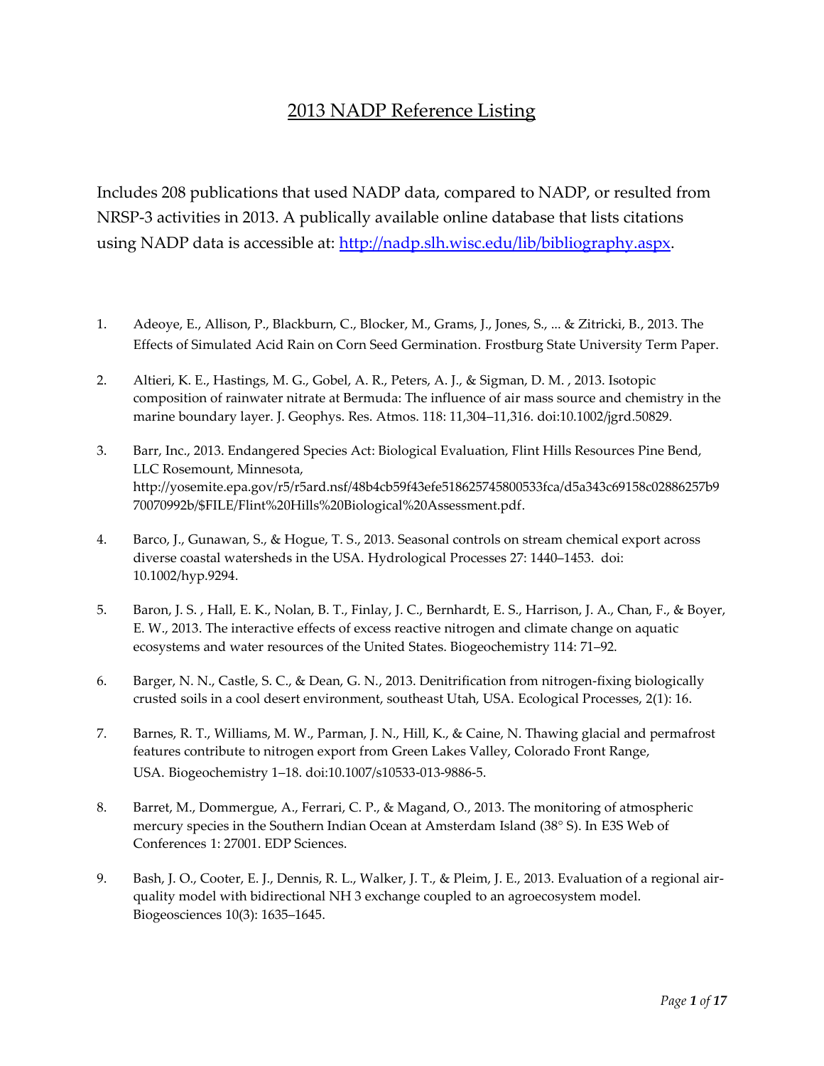# 2013 NADP Reference Listing

Includes 208 publications that used NADP data, compared to NADP, or resulted from NRSP-3 activities in 2013. A publically available online database that lists citations using NADP data is accessible at: [http://nadp.slh.wisc.edu/lib/bibliography.aspx](http://nadp.slh.wisc.edu/lib/bibliography.aspx).

1. Adeoye, E., Allison, P., Blackburn, C., Blocker, M., Grams, J., Jones, S., ... & Zitricki, B., 2013. The Effects of Simulated Acid Rain on Corn Seed Germination. Frostburg State University Term Paper.

2. Altieri, K. E., Hastings, M. G., Gobel, A. R., Peters, A. J., & Sigman, D. M. , 2013. Isotopic composition of rainwater nitrate at Bermuda: The influence of air mass source and chemistry in the marine boundary layer. J. Geophys. Res. Atmos. 118: 11,304–11,316. doi:10.1002/jgrd.50829.

3. Barr, Inc., 2013. Endangered Species Act: Biological Evaluation, Flint Hills Resources Pine Bend, LLC Rosemount, Minnesota, http://yosemite.epa.gov/r5/r5ard.nsf/48b4cb59f43efe518625745800533fca/d5a343c69158c02886257b970070992b/$FILE/Flint%20Hills%20Biological%20Assessment.pdf.

4. Barco, J., Gunawan, S., & Hogue, T. S., 2013. Seasonal controls on stream chemical export across diverse coastal watersheds in the USA. Hydrological Processes 27: 1440–1453. doi: 10.1002/hyp.9294.

5. Baron, J. S. , Hall, E. K., Nolan, B. T., Finlay, J. C., Bernhardt, E. S., Harrison, J. A., Chan, F., & Boyer, E. W., 2013. The interactive effects of excess reactive nitrogen and climate change on aquatic ecosystems and water resources of the United States. Biogeochemistry 114: 71–92.

6. Barger, N. N., Castle, S. C., & Dean, G. N., 2013. Denitrification from nitrogen-fixing biologically crusted soils in a cool desert environment, southeast Utah, USA. Ecological Processes, 2(1): 16.

7. Barnes, R. T., Williams, M. W., Parman, J. N., Hill, K., & Caine, N. Thawing glacial and permafrost features contribute to nitrogen export from Green Lakes Valley, Colorado Front Range, USA. Biogeochemistry 1–18. doi:10.1007/s10533-013-9886-5.

8. Barret, M., Dommergue, A., Ferrari, C. P., & Magand, O., 2013. The monitoring of atmospheric mercury species in the Southern Indian Ocean at Amsterdam Island (38° S). In E3S Web of Conferences 1: 27001. EDP Sciences.

9. Bash, J. O., Cooter, E. J., Dennis, R. L., Walker, J. T., & Pleim, J. E., 2013. Evaluation of a regional air-quality model with bidirectional NH 3 exchange coupled to an agroecosystem model. Biogeosciences 10(3): 1635–1645.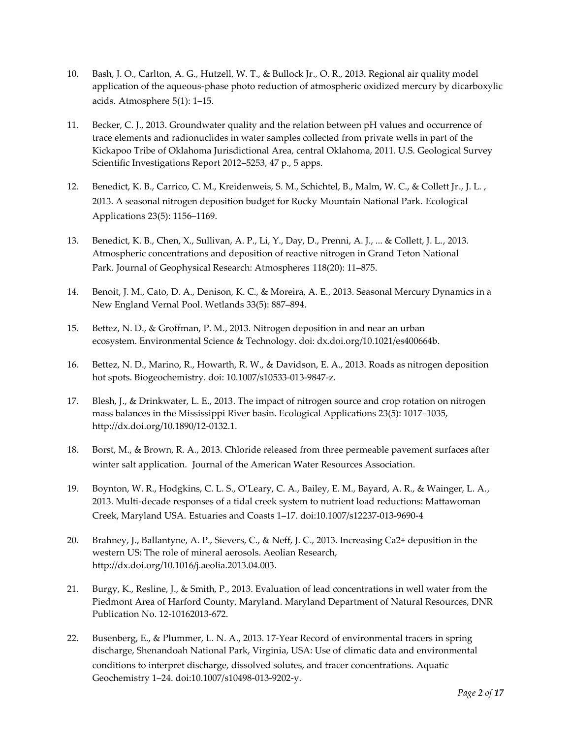10. Bash, J. O., Carlton, A. G., Hutzell, W. T., & Bullock Jr., O. R., 2013. Regional air quality model application of the aqueous-phase photo reduction of atmospheric oxidized mercury by dicarboxylic acids. Atmosphere 5(1): 1–15.

11. Becker, C. J., 2013. Groundwater quality and the relation between pH values and occurrence of trace elements and radionuclides in water samples collected from private wells in part of the Kickapoo Tribe of Oklahoma Jurisdictional Area, central Oklahoma, 2011. U.S. Geological Survey Scientific Investigations Report 2012–5253, 47 p., 5 apps.

12. Benedict, K. B., Carrico, C. M., Kreidenweis, S. M., Schichtel, B., Malm, W. C., & Collett Jr., J. L. , 2013. A seasonal nitrogen deposition budget for Rocky Mountain National Park. Ecological Applications 23(5): 1156–1169.

13. Benedict, K. B., Chen, X., Sullivan, A. P., Li, Y., Day, D., Prenni, A. J., ... & Collett, J. L., 2013. Atmospheric concentrations and deposition of reactive nitrogen in Grand Teton National Park. Journal of Geophysical Research: Atmospheres 118(20): 11–875.

14. Benoit, J. M., Cato, D. A., Denison, K. C., & Moreira, A. E., 2013. Seasonal Mercury Dynamics in a New England Vernal Pool. Wetlands 33(5): 887–894.

15. Bettez, N. D., & Groffman, P. M., 2013. Nitrogen deposition in and near an urban ecosystem. Environmental Science & Technology. doi: dx.doi.org/10.1021/es400664b.

16. Bettez, N. D., Marino, R., Howarth, R. W., & Davidson, E. A., 2013. Roads as nitrogen deposition hot spots. Biogeochemistry. doi: 10.1007/s10533-013-9847-z.

17. Blesh, J., & Drinkwater, L. E., 2013. The impact of nitrogen source and crop rotation on nitrogen mass balances in the Mississippi River basin. Ecological Applications 23(5): 1017–1035, http://dx.doi.org/10.1890/12-0132.1.

18. Borst, M., & Brown, R. A., 2013. Chloride released from three permeable pavement surfaces after winter salt application. Journal of the American Water Resources Association.

19. Boynton, W. R., Hodgkins, C. L. S., O'Leary, C. A., Bailey, E. M., Bayard, A. R., & Wainger, L. A., 2013. Multi-decade responses of a tidal creek system to nutrient load reductions: Mattawoman Creek, Maryland USA. Estuaries and Coasts 1–17. doi:10.1007/s12237-013-9690-4

20. Brahney, J., Ballantyne, A. P., Sievers, C., & Neff, J. C., 2013. Increasing Ca2+ deposition in the western US: The role of mineral aerosols. Aeolian Research, http://dx.doi.org/10.1016/j.aeolia.2013.04.003.

21. Burgy, K., Resline, J., & Smith, P., 2013. Evaluation of lead concentrations in well water from the Piedmont Area of Harford County, Maryland. Maryland Department of Natural Resources, DNR Publication No. 12-10162013-672.

22. Busenberg, E., & Plummer, L. N. A., 2013. 17-Year Record of environmental tracers in spring discharge, Shenandoah National Park, Virginia, USA: Use of climatic data and environmental conditions to interpret discharge, dissolved solutes, and tracer concentrations. Aquatic Geochemistry 1–24. doi:10.1007/s10498-013-9202-y.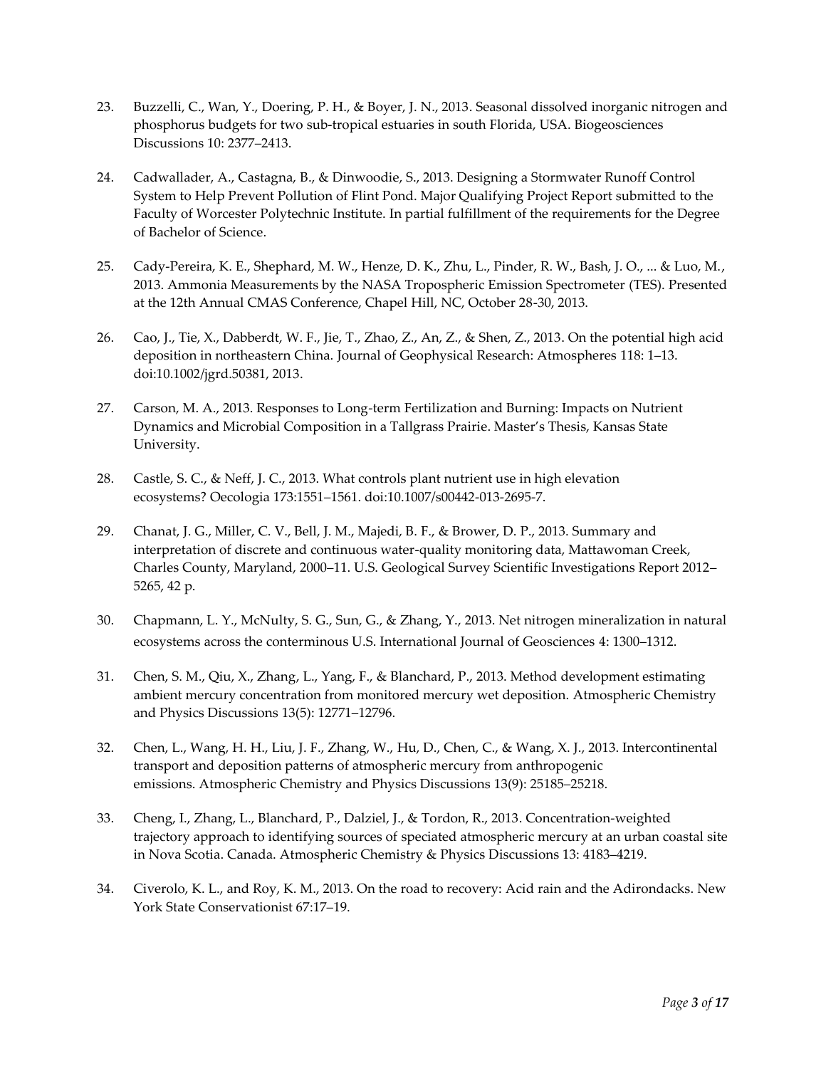23. Buzzelli, C., Wan, Y., Doering, P. H., & Boyer, J. N., 2013. Seasonal dissolved inorganic nitrogen and phosphorus budgets for two sub-tropical estuaries in south Florida, USA. Biogeosciences Discussions 10: 2377–2413.

24. Cadwallader, A., Castagna, B., & Dinwoodie, S., 2013. Designing a Stormwater Runoff Control System to Help Prevent Pollution of Flint Pond. Major Qualifying Project Report submitted to the Faculty of Worcester Polytechnic Institute. In partial fulfillment of the requirements for the Degree of Bachelor of Science.

25. Cady-Pereira, K. E., Shephard, M. W., Henze, D. K., Zhu, L., Pinder, R. W., Bash, J. O., ... & Luo, M., 2013. Ammonia Measurements by the NASA Tropospheric Emission Spectrometer (TES). Presented at the 12th Annual CMAS Conference, Chapel Hill, NC, October 28-30, 2013.

26. Cao, J., Tie, X., Dabberdt, W. F., Jie, T., Zhao, Z., An, Z., & Shen, Z., 2013. On the potential high acid deposition in northeastern China. Journal of Geophysical Research: Atmospheres 118: 1–13. doi:10.1002/jgrd.50381, 2013.

27. Carson, M. A., 2013. Responses to Long-term Fertilization and Burning: Impacts on Nutrient Dynamics and Microbial Composition in a Tallgrass Prairie. Master's Thesis, Kansas State University.

28. Castle, S. C., & Neff, J. C., 2013. What controls plant nutrient use in high elevation ecosystems? Oecologia 173:1551–1561. doi:10.1007/s00442-013-2695-7.

29. Chanat, J. G., Miller, C. V., Bell, J. M., Majedi, B. F., & Brower, D. P., 2013. Summary and interpretation of discrete and continuous water-quality monitoring data, Mattawoman Creek, Charles County, Maryland, 2000–11. U.S. Geological Survey Scientific Investigations Report 2012–5265, 42 p.

30. Chapmann, L. Y., McNulty, S. G., Sun, G., & Zhang, Y., 2013. Net nitrogen mineralization in natural ecosystems across the conterminous U.S. International Journal of Geosciences 4: 1300–1312.

31. Chen, S. M., Qiu, X., Zhang, L., Yang, F., & Blanchard, P., 2013. Method development estimating ambient mercury concentration from monitored mercury wet deposition. Atmospheric Chemistry and Physics Discussions 13(5): 12771–12796.

32. Chen, L., Wang, H. H., Liu, J. F., Zhang, W., Hu, D., Chen, C., & Wang, X. J., 2013. Intercontinental transport and deposition patterns of atmospheric mercury from anthropogenic emissions. Atmospheric Chemistry and Physics Discussions 13(9): 25185–25218.

33. Cheng, I., Zhang, L., Blanchard, P., Dalziel, J., & Tordon, R., 2013. Concentration-weighted trajectory approach to identifying sources of speciated atmospheric mercury at an urban coastal site in Nova Scotia. Canada. Atmospheric Chemistry & Physics Discussions 13: 4183–4219.

34. Civerolo, K. L., and Roy, K. M., 2013. On the road to recovery: Acid rain and the Adirondacks. New York State Conservationist 67:17–19.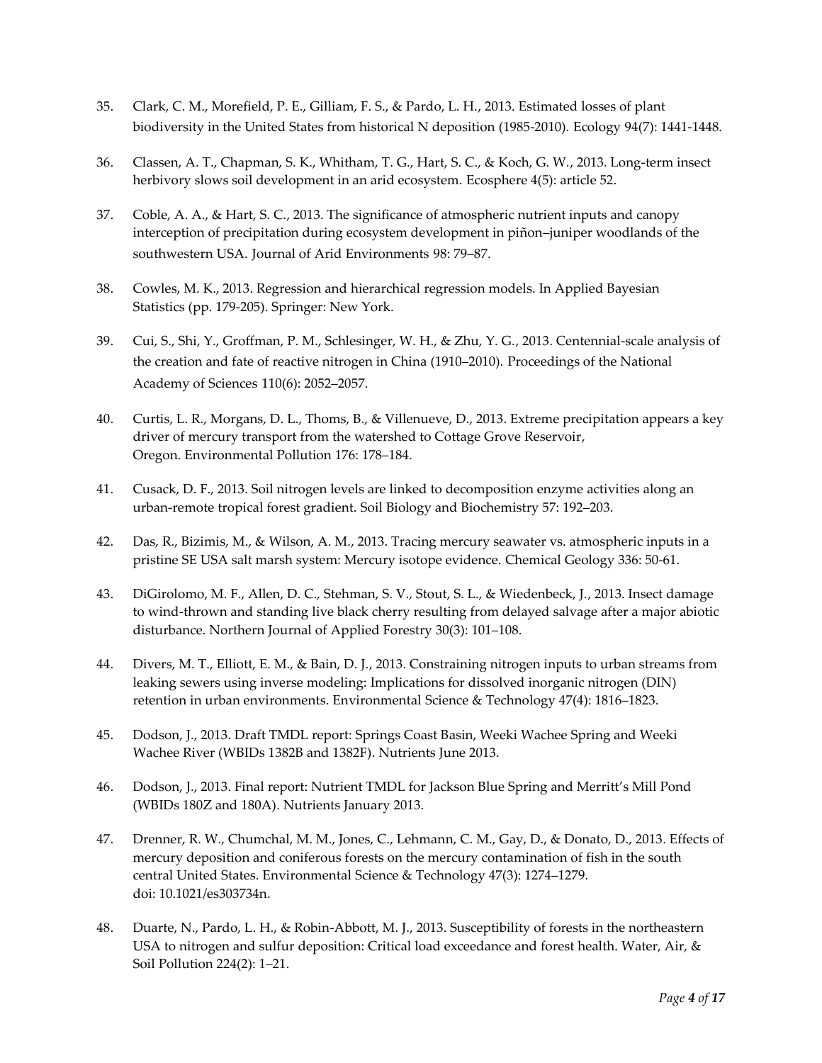35. Clark, C. M., Morefield, P. E., Gilliam, F. S., & Pardo, L. H., 2013. Estimated losses of plant biodiversity in the United States from historical N deposition (1985-2010). Ecology 94(7): 1441-1448.

36. Classen, A. T., Chapman, S. K., Whitham, T. G., Hart, S. C., & Koch, G. W., 2013. Long-term insect herbivory slows soil development in an arid ecosystem. Ecosphere 4(5): article 52.

37. Coble, A. A., & Hart, S. C., 2013. The significance of atmospheric nutrient inputs and canopy interception of precipitation during ecosystem development in piñon–juniper woodlands of the southwestern USA. Journal of Arid Environments 98: 79–87.

38. Cowles, M. K., 2013. Regression and hierarchical regression models. In Applied Bayesian Statistics (pp. 179-205). Springer: New York.

39. Cui, S., Shi, Y., Groffman, P. M., Schlesinger, W. H., & Zhu, Y. G., 2013. Centennial-scale analysis of the creation and fate of reactive nitrogen in China (1910–2010). Proceedings of the National Academy of Sciences 110(6): 2052–2057.

40. Curtis, L. R., Morgans, D. L., Thoms, B., & Villenueve, D., 2013. Extreme precipitation appears a key driver of mercury transport from the watershed to Cottage Grove Reservoir, Oregon. Environmental Pollution 176: 178–184.

41. Cusack, D. F., 2013. Soil nitrogen levels are linked to decomposition enzyme activities along an urban-remote tropical forest gradient. Soil Biology and Biochemistry 57: 192–203.

42. Das, R., Bizimis, M., & Wilson, A. M., 2013. Tracing mercury seawater vs. atmospheric inputs in a pristine SE USA salt marsh system: Mercury isotope evidence. Chemical Geology 336: 50-61.

43. DiGirolomo, M. F., Allen, D. C., Stehman, S. V., Stout, S. L., & Wiedenbeck, J., 2013. Insect damage to wind-thrown and standing live black cherry resulting from delayed salvage after a major abiotic disturbance. Northern Journal of Applied Forestry 30(3): 101–108.

44. Divers, M. T., Elliott, E. M., & Bain, D. J., 2013. Constraining nitrogen inputs to urban streams from leaking sewers using inverse modeling: Implications for dissolved inorganic nitrogen (DIN) retention in urban environments. Environmental Science & Technology 47(4): 1816–1823.

45. Dodson, J., 2013. Draft TMDL report: Springs Coast Basin, Weeki Wachee Spring and Weeki Wachee River (WBIDs 1382B and 1382F). Nutrients June 2013.

46. Dodson, J., 2013. Final report: Nutrient TMDL for Jackson Blue Spring and Merritt's Mill Pond (WBIDs 180Z and 180A). Nutrients January 2013.

47. Drenner, R. W., Chumchal, M. M., Jones, C., Lehmann, C. M., Gay, D., & Donato, D., 2013. Effects of mercury deposition and coniferous forests on the mercury contamination of fish in the south central United States. Environmental Science & Technology 47(3): 1274–1279. doi: 10.1021/es303734n.

48. Duarte, N., Pardo, L. H., & Robin-Abbott, M. J., 2013. Susceptibility of forests in the northeastern USA to nitrogen and sulfur deposition: Critical load exceedance and forest health. Water, Air, & Soil Pollution 224(2): 1–21.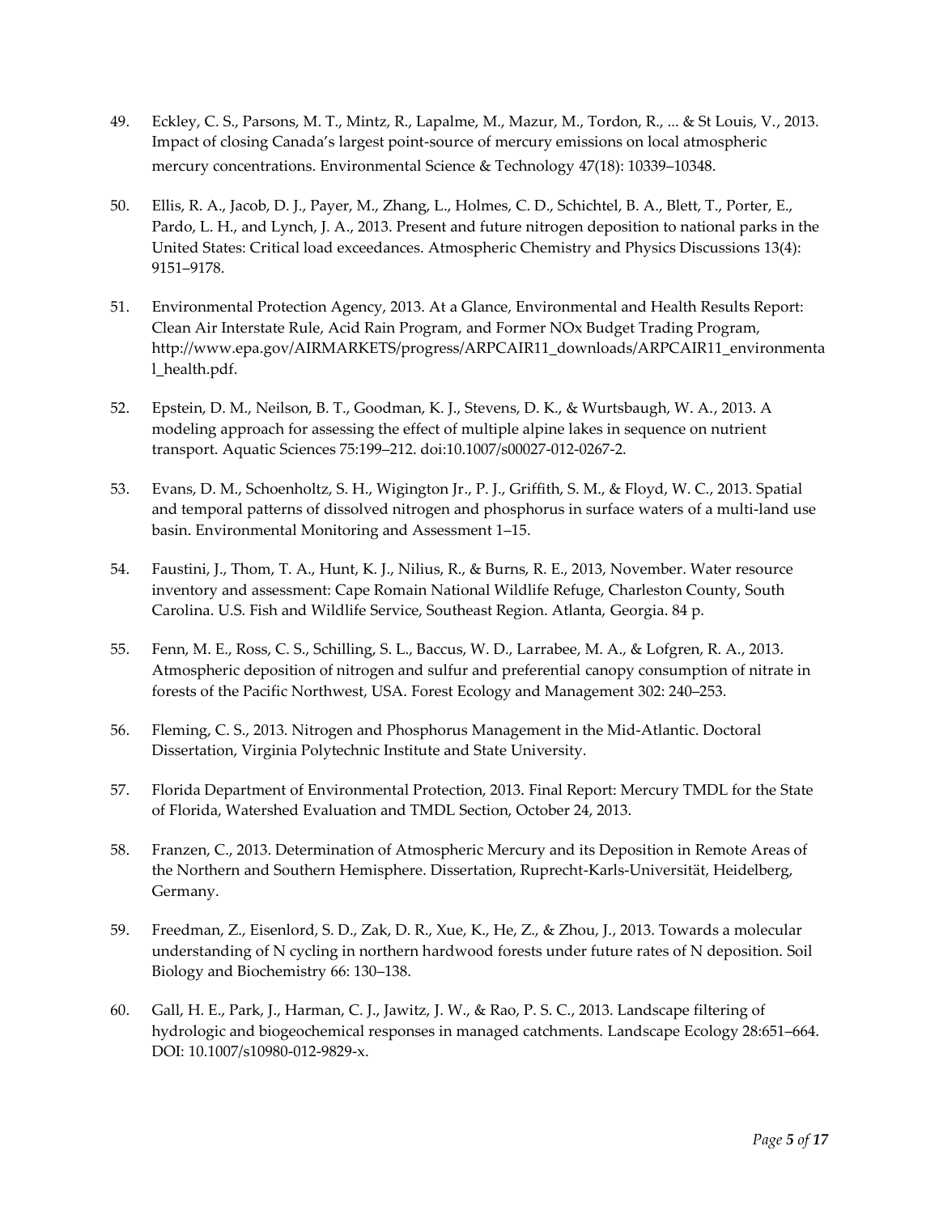49. Eckley, C. S., Parsons, M. T., Mintz, R., Lapalme, M., Mazur, M., Tordon, R., ... & St Louis, V., 2013. Impact of closing Canada's largest point-source of mercury emissions on local atmospheric mercury concentrations. Environmental Science & Technology 47(18): 10339–10348.

50. Ellis, R. A., Jacob, D. J., Payer, M., Zhang, L., Holmes, C. D., Schichtel, B. A., Blett, T., Porter, E., Pardo, L. H., and Lynch, J. A., 2013. Present and future nitrogen deposition to national parks in the United States: Critical load exceedances. Atmospheric Chemistry and Physics Discussions 13(4): 9151–9178.

51. Environmental Protection Agency, 2013. At a Glance, Environmental and Health Results Report: Clean Air Interstate Rule, Acid Rain Program, and Former NOx Budget Trading Program, http://www.epa.gov/AIRMARKETS/progress/ARPCAIR11_downloads/ARPCAIR11_environmental_health.pdf.

52. Epstein, D. M., Neilson, B. T., Goodman, K. J., Stevens, D. K., & Wurtsbaugh, W. A., 2013. A modeling approach for assessing the effect of multiple alpine lakes in sequence on nutrient transport. Aquatic Sciences 75:199–212. doi:10.1007/s00027-012-0267-2.

53. Evans, D. M., Schoenholtz, S. H., Wigington Jr., P. J., Griffith, S. M., & Floyd, W. C., 2013. Spatial and temporal patterns of dissolved nitrogen and phosphorus in surface waters of a multi-land use basin. Environmental Monitoring and Assessment 1–15.

54. Faustini, J., Thom, T. A., Hunt, K. J., Nilius, R., & Burns, R. E., 2013, November. Water resource inventory and assessment: Cape Romain National Wildlife Refuge, Charleston County, South Carolina. U.S. Fish and Wildlife Service, Southeast Region. Atlanta, Georgia. 84 p.

55. Fenn, M. E., Ross, C. S., Schilling, S. L., Baccus, W. D., Larrabee, M. A., & Lofgren, R. A., 2013. Atmospheric deposition of nitrogen and sulfur and preferential canopy consumption of nitrate in forests of the Pacific Northwest, USA. Forest Ecology and Management 302: 240–253.

56. Fleming, C. S., 2013. Nitrogen and Phosphorus Management in the Mid-Atlantic. Doctoral Dissertation, Virginia Polytechnic Institute and State University.

57. Florida Department of Environmental Protection, 2013. Final Report: Mercury TMDL for the State of Florida, Watershed Evaluation and TMDL Section, October 24, 2013.

58. Franzen, C., 2013. Determination of Atmospheric Mercury and its Deposition in Remote Areas of the Northern and Southern Hemisphere. Dissertation, Ruprecht-Karls-Universität, Heidelberg, Germany.

59. Freedman, Z., Eisenlord, S. D., Zak, D. R., Xue, K., He, Z., & Zhou, J., 2013. Towards a molecular understanding of N cycling in northern hardwood forests under future rates of N deposition. Soil Biology and Biochemistry 66: 130–138.

60. Gall, H. E., Park, J., Harman, C. J., Jawitz, J. W., & Rao, P. S. C., 2013. Landscape filtering of hydrologic and biogeochemical responses in managed catchments. Landscape Ecology 28:651–664. DOI: 10.1007/s10980-012-9829-x.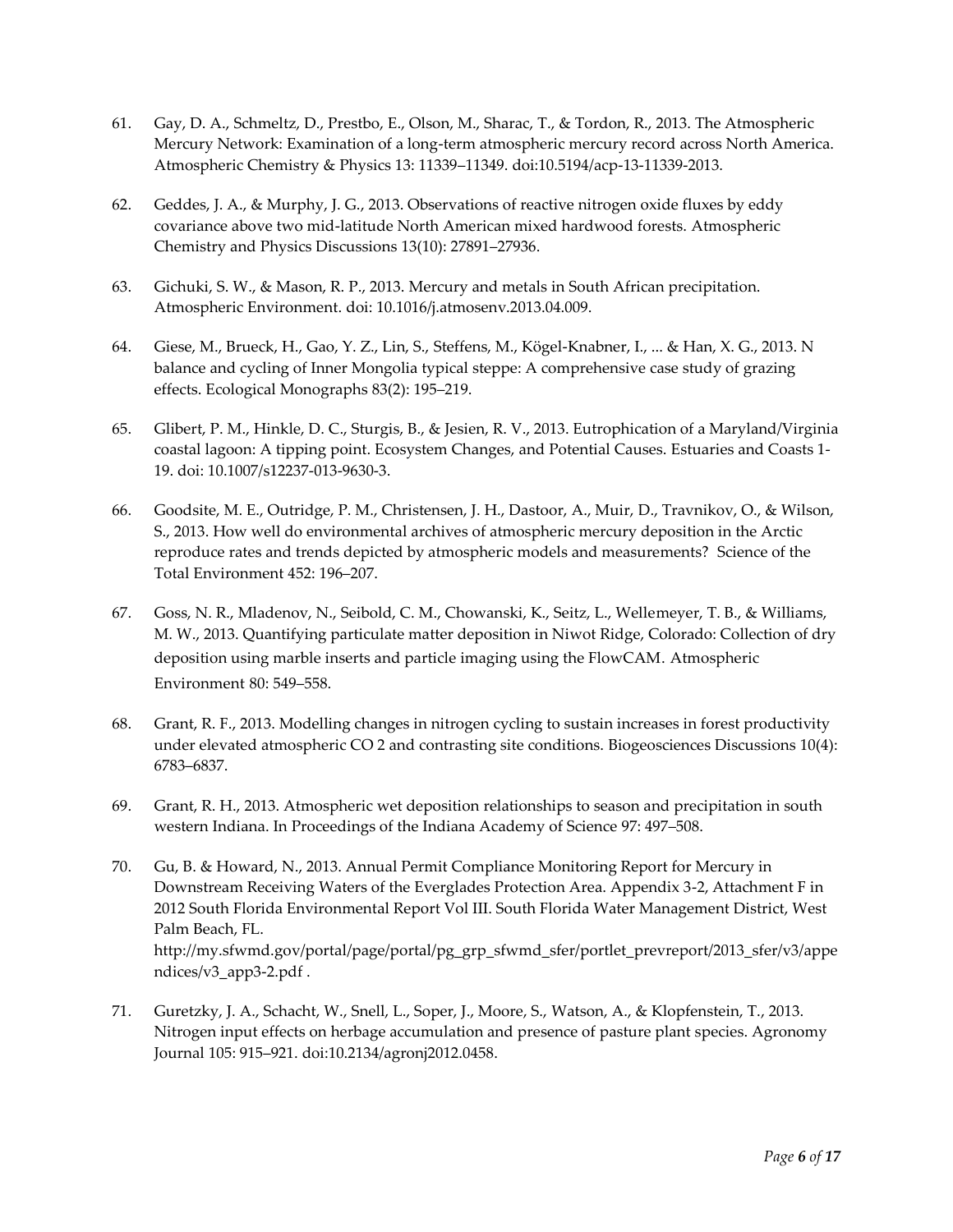61. Gay, D. A., Schmeltz, D., Prestbo, E., Olson, M., Sharac, T., & Tordon, R., 2013. The Atmospheric Mercury Network: Examination of a long-term atmospheric mercury record across North America. Atmospheric Chemistry & Physics 13: 11339–11349. doi:10.5194/acp-13-11339-2013.

62. Geddes, J. A., & Murphy, J. G., 2013. Observations of reactive nitrogen oxide fluxes by eddy covariance above two mid-latitude North American mixed hardwood forests. Atmospheric Chemistry and Physics Discussions 13(10): 27891–27936.

63. Gichuki, S. W., & Mason, R. P., 2013. Mercury and metals in South African precipitation. Atmospheric Environment. doi: 10.1016/j.atmosenv.2013.04.009.

64. Giese, M., Brueck, H., Gao, Y. Z., Lin, S., Steffens, M., Kögel-Knabner, I., ... & Han, X. G., 2013. N balance and cycling of Inner Mongolia typical steppe: A comprehensive case study of grazing effects. Ecological Monographs 83(2): 195–219.

65. Glibert, P. M., Hinkle, D. C., Sturgis, B., & Jesien, R. V., 2013. Eutrophication of a Maryland/Virginia coastal lagoon: A tipping point. Ecosystem Changes, and Potential Causes. Estuaries and Coasts 1-19. doi: 10.1007/s12237-013-9630-3.

66. Goodsite, M. E., Outridge, P. M., Christensen, J. H., Dastoor, A., Muir, D., Travnikov, O., & Wilson, S., 2013. How well do environmental archives of atmospheric mercury deposition in the Arctic reproduce rates and trends depicted by atmospheric models and measurements? Science of the Total Environment 452: 196–207.

67. Goss, N. R., Mladenov, N., Seibold, C. M., Chowanski, K., Seitz, L., Wellemeyer, T. B., & Williams, M. W., 2013. Quantifying particulate matter deposition in Niwot Ridge, Colorado: Collection of dry deposition using marble inserts and particle imaging using the FlowCAM. Atmospheric Environment 80: 549–558.

68. Grant, R. F., 2013. Modelling changes in nitrogen cycling to sustain increases in forest productivity under elevated atmospheric CO 2 and contrasting site conditions. Biogeosciences Discussions 10(4): 6783–6837.

69. Grant, R. H., 2013. Atmospheric wet deposition relationships to season and precipitation in south western Indiana. In Proceedings of the Indiana Academy of Science 97: 497–508.

70. Gu, B. & Howard, N., 2013. Annual Permit Compliance Monitoring Report for Mercury in Downstream Receiving Waters of the Everglades Protection Area. Appendix 3-2, Attachment F in 2012 South Florida Environmental Report Vol III. South Florida Water Management District, West Palm Beach, FL. http://my.sfwmd.gov/portal/page/portal/pg_grp_sfwmd_sfer/portlet_prevreport/2013_sfer/v3/appendices/v3_app3-2.pdf .

71. Guretzky, J. A., Schacht, W., Snell, L., Soper, J., Moore, S., Watson, A., & Klopfenstein, T., 2013. Nitrogen input effects on herbage accumulation and presence of pasture plant species. Agronomy Journal 105: 915–921. doi:10.2134/agronj2012.0458.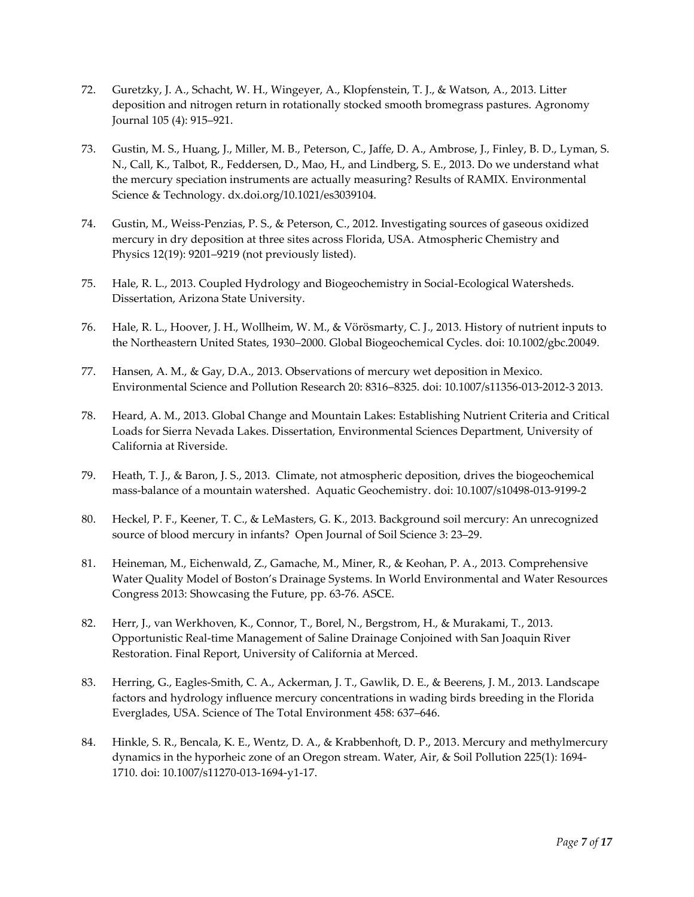72. Guretzky, J. A., Schacht, W. H., Wingeyer, A., Klopfenstein, T. J., & Watson, A., 2013. Litter deposition and nitrogen return in rotationally stocked smooth bromegrass pastures. Agronomy Journal 105 (4): 915–921.

73. Gustin, M. S., Huang, J., Miller, M. B., Peterson, C., Jaffe, D. A., Ambrose, J., Finley, B. D., Lyman, S. N., Call, K., Talbot, R., Feddersen, D., Mao, H., and Lindberg, S. E., 2013. Do we understand what the mercury speciation instruments are actually measuring? Results of RAMIX. Environmental Science & Technology. dx.doi.org/10.1021/es3039104.

74. Gustin, M., Weiss-Penzias, P. S., & Peterson, C., 2012. Investigating sources of gaseous oxidized mercury in dry deposition at three sites across Florida, USA. Atmospheric Chemistry and Physics 12(19): 9201–9219 (not previously listed).

75. Hale, R. L., 2013. Coupled Hydrology and Biogeochemistry in Social-Ecological Watersheds. Dissertation, Arizona State University.

76. Hale, R. L., Hoover, J. H., Wollheim, W. M., & Vörösmarty, C. J., 2013. History of nutrient inputs to the Northeastern United States, 1930–2000. Global Biogeochemical Cycles. doi: 10.1002/gbc.20049.

77. Hansen, A. M., & Gay, D.A., 2013. Observations of mercury wet deposition in Mexico. Environmental Science and Pollution Research 20: 8316–8325. doi: 10.1007/s11356-013-2012-3 2013.

78. Heard, A. M., 2013. Global Change and Mountain Lakes: Establishing Nutrient Criteria and Critical Loads for Sierra Nevada Lakes. Dissertation, Environmental Sciences Department, University of California at Riverside.

79. Heath, T. J., & Baron, J. S., 2013. Climate, not atmospheric deposition, drives the biogeochemical mass-balance of a mountain watershed. Aquatic Geochemistry. doi: 10.1007/s10498-013-9199-2

80. Heckel, P. F., Keener, T. C., & LeMasters, G. K., 2013. Background soil mercury: An unrecognized source of blood mercury in infants? Open Journal of Soil Science 3: 23–29.

81. Heineman, M., Eichenwald, Z., Gamache, M., Miner, R., & Keohan, P. A., 2013. Comprehensive Water Quality Model of Boston's Drainage Systems. In World Environmental and Water Resources Congress 2013: Showcasing the Future, pp. 63-76. ASCE.

82. Herr, J., van Werkhoven, K., Connor, T., Borel, N., Bergstrom, H., & Murakami, T., 2013. Opportunistic Real-time Management of Saline Drainage Conjoined with San Joaquin River Restoration. Final Report, University of California at Merced.

83. Herring, G., Eagles-Smith, C. A., Ackerman, J. T., Gawlik, D. E., & Beerens, J. M., 2013. Landscape factors and hydrology influence mercury concentrations in wading birds breeding in the Florida Everglades, USA. Science of The Total Environment 458: 637–646.

84. Hinkle, S. R., Bencala, K. E., Wentz, D. A., & Krabbenhoft, D. P., 2013. Mercury and methylmercury dynamics in the hyporheic zone of an Oregon stream. Water, Air, & Soil Pollution 225(1): 1694-1710. doi: 10.1007/s11270-013-1694-y1-17.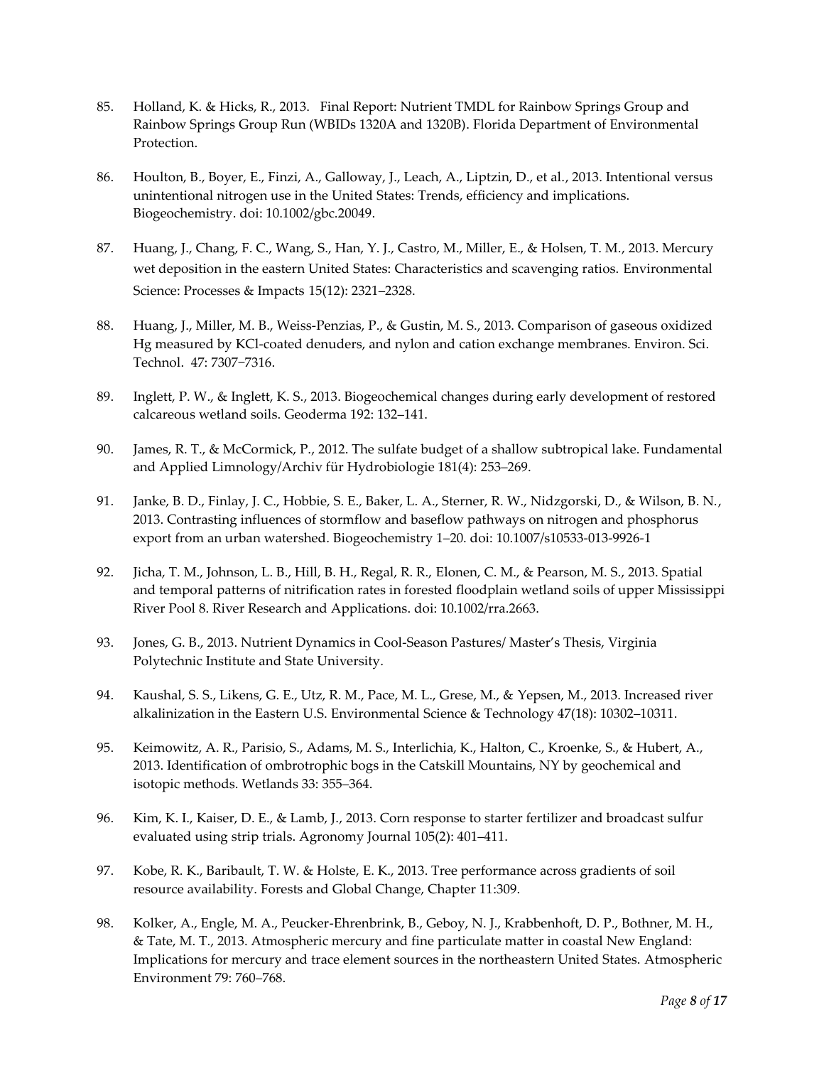85. Holland, K. & Hicks, R., 2013. Final Report: Nutrient TMDL for Rainbow Springs Group and Rainbow Springs Group Run (WBIDs 1320A and 1320B). Florida Department of Environmental Protection.

86. Houlton, B., Boyer, E., Finzi, A., Galloway, J., Leach, A., Liptzin, D., et al., 2013. Intentional versus unintentional nitrogen use in the United States: Trends, efficiency and implications. Biogeochemistry. doi: 10.1002/gbc.20049.

87. Huang, J., Chang, F. C., Wang, S., Han, Y. J., Castro, M., Miller, E., & Holsen, T. M., 2013. Mercury wet deposition in the eastern United States: Characteristics and scavenging ratios. Environmental Science: Processes & Impacts 15(12): 2321–2328.

88. Huang, J., Miller, M. B., Weiss-Penzias, P., & Gustin, M. S., 2013. Comparison of gaseous oxidized Hg measured by KCl-coated denuders, and nylon and cation exchange membranes. Environ. Sci. Technol. 47: 7307−7316.

89. Inglett, P. W., & Inglett, K. S., 2013. Biogeochemical changes during early development of restored calcareous wetland soils. Geoderma 192: 132–141.

90. James, R. T., & McCormick, P., 2012. The sulfate budget of a shallow subtropical lake. Fundamental and Applied Limnology/Archiv für Hydrobiologie 181(4): 253–269.

91. Janke, B. D., Finlay, J. C., Hobbie, S. E., Baker, L. A., Sterner, R. W., Nidzgorski, D., & Wilson, B. N., 2013. Contrasting influences of stormflow and baseflow pathways on nitrogen and phosphorus export from an urban watershed. Biogeochemistry 1–20. doi: 10.1007/s10533-013-9926-1

92. Jicha, T. M., Johnson, L. B., Hill, B. H., Regal, R. R., Elonen, C. M., & Pearson, M. S., 2013. Spatial and temporal patterns of nitrification rates in forested floodplain wetland soils of upper Mississippi River Pool 8. River Research and Applications. doi: 10.1002/rra.2663.

93. Jones, G. B., 2013. Nutrient Dynamics in Cool-Season Pastures/ Master's Thesis, Virginia Polytechnic Institute and State University.

94. Kaushal, S. S., Likens, G. E., Utz, R. M., Pace, M. L., Grese, M., & Yepsen, M., 2013. Increased river alkalinization in the Eastern U.S. Environmental Science & Technology 47(18): 10302–10311.

95. Keimowitz, A. R., Parisio, S., Adams, M. S., Interlichia, K., Halton, C., Kroenke, S., & Hubert, A., 2013. Identification of ombrotrophic bogs in the Catskill Mountains, NY by geochemical and isotopic methods. Wetlands 33: 355–364.

96. Kim, K. I., Kaiser, D. E., & Lamb, J., 2013. Corn response to starter fertilizer and broadcast sulfur evaluated using strip trials. Agronomy Journal 105(2): 401–411.

97. Kobe, R. K., Baribault, T. W. & Holste, E. K., 2013. Tree performance across gradients of soil resource availability. Forests and Global Change, Chapter 11:309.

98. Kolker, A., Engle, M. A., Peucker-Ehrenbrink, B., Geboy, N. J., Krabbenhoft, D. P., Bothner, M. H., & Tate, M. T., 2013. Atmospheric mercury and fine particulate matter in coastal New England: Implications for mercury and trace element sources in the northeastern United States. Atmospheric Environment 79: 760–768.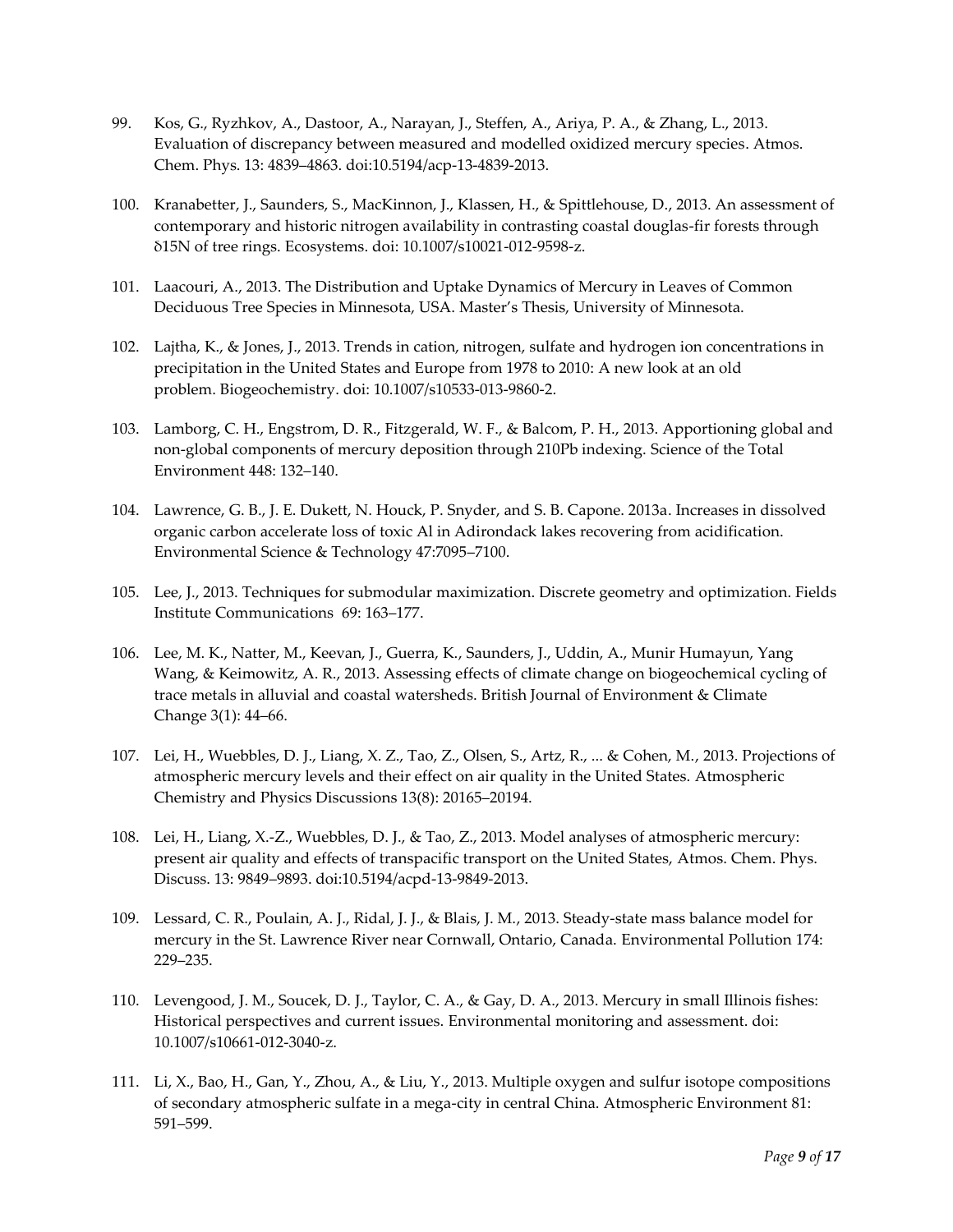99. Kos, G., Ryzhkov, A., Dastoor, A., Narayan, J., Steffen, A., Ariya, P. A., & Zhang, L., 2013. Evaluation of discrepancy between measured and modelled oxidized mercury species. Atmos. Chem. Phys. 13: 4839–4863. doi:10.5194/acp-13-4839-2013.

100. Kranabetter, J., Saunders, S., MacKinnon, J., Klassen, H., & Spittlehouse, D., 2013. An assessment of contemporary and historic nitrogen availability in contrasting coastal douglas-fir forests through δ15N of tree rings. Ecosystems. doi: 10.1007/s10021-012-9598-z.

101. Laacouri, A., 2013. The Distribution and Uptake Dynamics of Mercury in Leaves of Common Deciduous Tree Species in Minnesota, USA. Master's Thesis, University of Minnesota.

102. Lajtha, K., & Jones, J., 2013. Trends in cation, nitrogen, sulfate and hydrogen ion concentrations in precipitation in the United States and Europe from 1978 to 2010: A new look at an old problem. Biogeochemistry. doi: 10.1007/s10533-013-9860-2.

103. Lamborg, C. H., Engstrom, D. R., Fitzgerald, W. F., & Balcom, P. H., 2013. Apportioning global and non-global components of mercury deposition through 210Pb indexing. Science of the Total Environment 448: 132–140.

104. Lawrence, G. B., J. E. Dukett, N. Houck, P. Snyder, and S. B. Capone. 2013a. Increases in dissolved organic carbon accelerate loss of toxic Al in Adirondack lakes recovering from acidification. Environmental Science & Technology 47:7095–7100.

105. Lee, J., 2013. Techniques for submodular maximization. Discrete geometry and optimization. Fields Institute Communications 69: 163–177.

106. Lee, M. K., Natter, M., Keevan, J., Guerra, K., Saunders, J., Uddin, A., Munir Humayun, Yang Wang, & Keimowitz, A. R., 2013. Assessing effects of climate change on biogeochemical cycling of trace metals in alluvial and coastal watersheds. British Journal of Environment & Climate Change 3(1): 44–66.

107. Lei, H., Wuebbles, D. J., Liang, X. Z., Tao, Z., Olsen, S., Artz, R., ... & Cohen, M., 2013. Projections of atmospheric mercury levels and their effect on air quality in the United States. Atmospheric Chemistry and Physics Discussions 13(8): 20165–20194.

108. Lei, H., Liang, X.-Z., Wuebbles, D. J., & Tao, Z., 2013. Model analyses of atmospheric mercury: present air quality and effects of transpacific transport on the United States, Atmos. Chem. Phys. Discuss. 13: 9849–9893. doi:10.5194/acpd-13-9849-2013.

109. Lessard, C. R., Poulain, A. J., Ridal, J. J., & Blais, J. M., 2013. Steady-state mass balance model for mercury in the St. Lawrence River near Cornwall, Ontario, Canada. Environmental Pollution 174: 229–235.

110. Levengood, J. M., Soucek, D. J., Taylor, C. A., & Gay, D. A., 2013. Mercury in small Illinois fishes: Historical perspectives and current issues. Environmental monitoring and assessment. doi: 10.1007/s10661-012-3040-z.

111. Li, X., Bao, H., Gan, Y., Zhou, A., & Liu, Y., 2013. Multiple oxygen and sulfur isotope compositions of secondary atmospheric sulfate in a mega-city in central China. Atmospheric Environment 81: 591–599.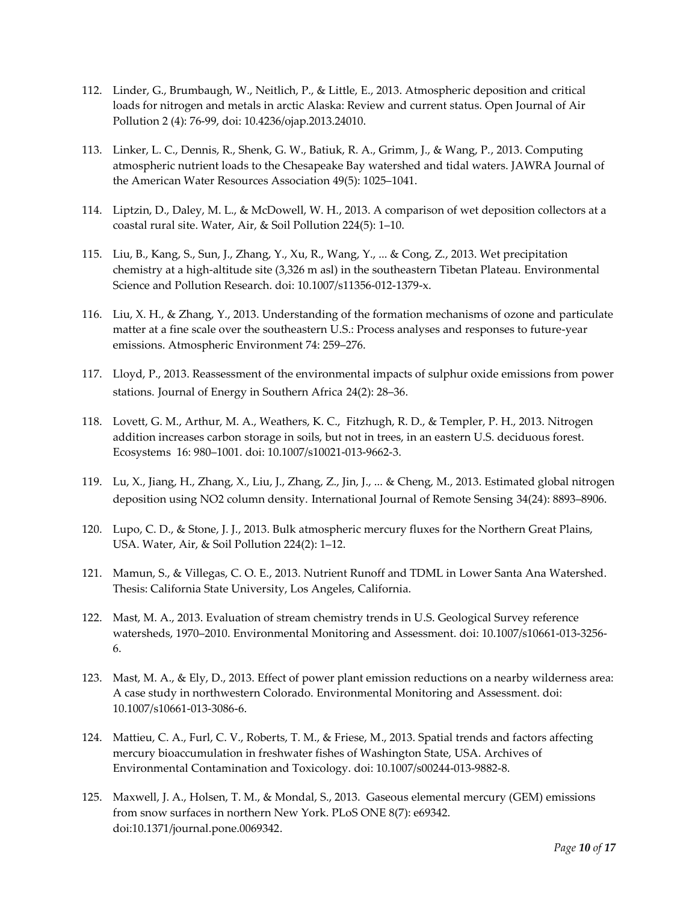112. Linder, G., Brumbaugh, W., Neitlich, P., & Little, E., 2013. Atmospheric deposition and critical loads for nitrogen and metals in arctic Alaska: Review and current status. Open Journal of Air Pollution 2 (4): 76-99, doi: 10.4236/ojap.2013.24010.

113. Linker, L. C., Dennis, R., Shenk, G. W., Batiuk, R. A., Grimm, J., & Wang, P., 2013. Computing atmospheric nutrient loads to the Chesapeake Bay watershed and tidal waters. JAWRA Journal of the American Water Resources Association 49(5): 1025–1041.

114. Liptzin, D., Daley, M. L., & McDowell, W. H., 2013. A comparison of wet deposition collectors at a coastal rural site. Water, Air, & Soil Pollution 224(5): 1–10.

115. Liu, B., Kang, S., Sun, J., Zhang, Y., Xu, R., Wang, Y., ... & Cong, Z., 2013. Wet precipitation chemistry at a high-altitude site (3,326 m asl) in the southeastern Tibetan Plateau. Environmental Science and Pollution Research. doi: 10.1007/s11356-012-1379-x.

116. Liu, X. H., & Zhang, Y., 2013. Understanding of the formation mechanisms of ozone and particulate matter at a fine scale over the southeastern U.S.: Process analyses and responses to future-year emissions. Atmospheric Environment 74: 259–276.

117. Lloyd, P., 2013. Reassessment of the environmental impacts of sulphur oxide emissions from power stations. Journal of Energy in Southern Africa 24(2): 28–36.

118. Lovett, G. M., Arthur, M. A., Weathers, K. C., Fitzhugh, R. D., & Templer, P. H., 2013. Nitrogen addition increases carbon storage in soils, but not in trees, in an eastern U.S. deciduous forest. Ecosystems 16: 980–1001. doi: 10.1007/s10021-013-9662-3.

119. Lu, X., Jiang, H., Zhang, X., Liu, J., Zhang, Z., Jin, J., ... & Cheng, M., 2013. Estimated global nitrogen deposition using NO2 column density. International Journal of Remote Sensing 34(24): 8893–8906.

120. Lupo, C. D., & Stone, J. J., 2013. Bulk atmospheric mercury fluxes for the Northern Great Plains, USA. Water, Air, & Soil Pollution 224(2): 1–12.

121. Mamun, S., & Villegas, C. O. E., 2013. Nutrient Runoff and TDML in Lower Santa Ana Watershed. Thesis: California State University, Los Angeles, California.

122. Mast, M. A., 2013. Evaluation of stream chemistry trends in U.S. Geological Survey reference watersheds, 1970–2010. Environmental Monitoring and Assessment. doi: 10.1007/s10661-013-3256-6.

123. Mast, M. A., & Ely, D., 2013. Effect of power plant emission reductions on a nearby wilderness area: A case study in northwestern Colorado. Environmental Monitoring and Assessment. doi: 10.1007/s10661-013-3086-6.

124. Mattieu, C. A., Furl, C. V., Roberts, T. M., & Friese, M., 2013. Spatial trends and factors affecting mercury bioaccumulation in freshwater fishes of Washington State, USA. Archives of Environmental Contamination and Toxicology. doi: 10.1007/s00244-013-9882-8.

125. Maxwell, J. A., Holsen, T. M., & Mondal, S., 2013. Gaseous elemental mercury (GEM) emissions from snow surfaces in northern New York. PLoS ONE 8(7): e69342. doi:10.1371/journal.pone.0069342.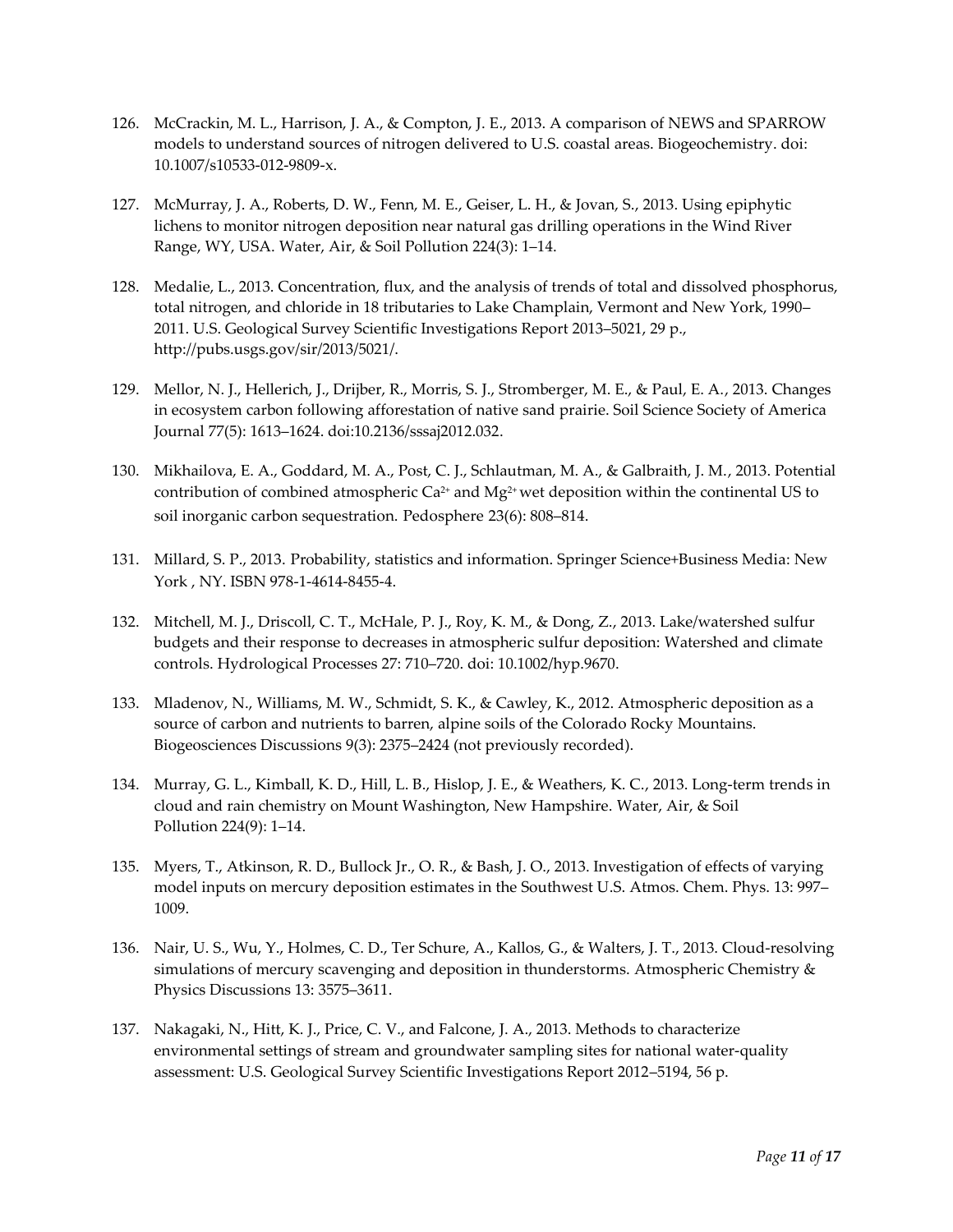126. McCrackin, M. L., Harrison, J. A., & Compton, J. E., 2013. A comparison of NEWS and SPARROW models to understand sources of nitrogen delivered to U.S. coastal areas. Biogeochemistry. doi: 10.1007/s10533-012-9809-x.

127. McMurray, J. A., Roberts, D. W., Fenn, M. E., Geiser, L. H., & Jovan, S., 2013. Using epiphytic lichens to monitor nitrogen deposition near natural gas drilling operations in the Wind River Range, WY, USA. Water, Air, & Soil Pollution 224(3): 1–14.

128. Medalie, L., 2013. Concentration, flux, and the analysis of trends of total and dissolved phosphorus, total nitrogen, and chloride in 18 tributaries to Lake Champlain, Vermont and New York, 1990–2011. U.S. Geological Survey Scientific Investigations Report 2013–5021, 29 p., http://pubs.usgs.gov/sir/2013/5021/.

129. Mellor, N. J., Hellerich, J., Drijber, R., Morris, S. J., Stromberger, M. E., & Paul, E. A., 2013. Changes in ecosystem carbon following afforestation of native sand prairie. Soil Science Society of America Journal 77(5): 1613–1624. doi:10.2136/sssaj2012.032.

130. Mikhailova, E. A., Goddard, M. A., Post, C. J., Schlautman, M. A., & Galbraith, J. M., 2013. Potential contribution of combined atmospheric $Ca^{2+}$ and $Mg^{2+}$ wet deposition within the continental US to soil inorganic carbon sequestration. Pedosphere 23(6): 808–814.

131. Millard, S. P., 2013. Probability, statistics and information. Springer Science+Business Media: New York , NY. ISBN 978-1-4614-8455-4.

132. Mitchell, M. J., Driscoll, C. T., McHale, P. J., Roy, K. M., & Dong, Z., 2013. Lake/watershed sulfur budgets and their response to decreases in atmospheric sulfur deposition: Watershed and climate controls. Hydrological Processes 27: 710–720. doi: 10.1002/hyp.9670.

133. Mladenov, N., Williams, M. W., Schmidt, S. K., & Cawley, K., 2012. Atmospheric deposition as a source of carbon and nutrients to barren, alpine soils of the Colorado Rocky Mountains. Biogeosciences Discussions 9(3): 2375–2424 (not previously recorded).

134. Murray, G. L., Kimball, K. D., Hill, L. B., Hislop, J. E., & Weathers, K. C., 2013. Long-term trends in cloud and rain chemistry on Mount Washington, New Hampshire. Water, Air, & Soil Pollution 224(9): 1–14.

135. Myers, T., Atkinson, R. D., Bullock Jr., O. R., & Bash, J. O., 2013. Investigation of effects of varying model inputs on mercury deposition estimates in the Southwest U.S. Atmos. Chem. Phys. 13: 997–1009.

136. Nair, U. S., Wu, Y., Holmes, C. D., Ter Schure, A., Kallos, G., & Walters, J. T., 2013. Cloud-resolving simulations of mercury scavenging and deposition in thunderstorms. Atmospheric Chemistry & Physics Discussions 13: 3575–3611.

137. Nakagaki, N., Hitt, K. J., Price, C. V., and Falcone, J. A., 2013. Methods to characterize environmental settings of stream and groundwater sampling sites for national water-quality assessment: U.S. Geological Survey Scientific Investigations Report 2012–5194, 56 p.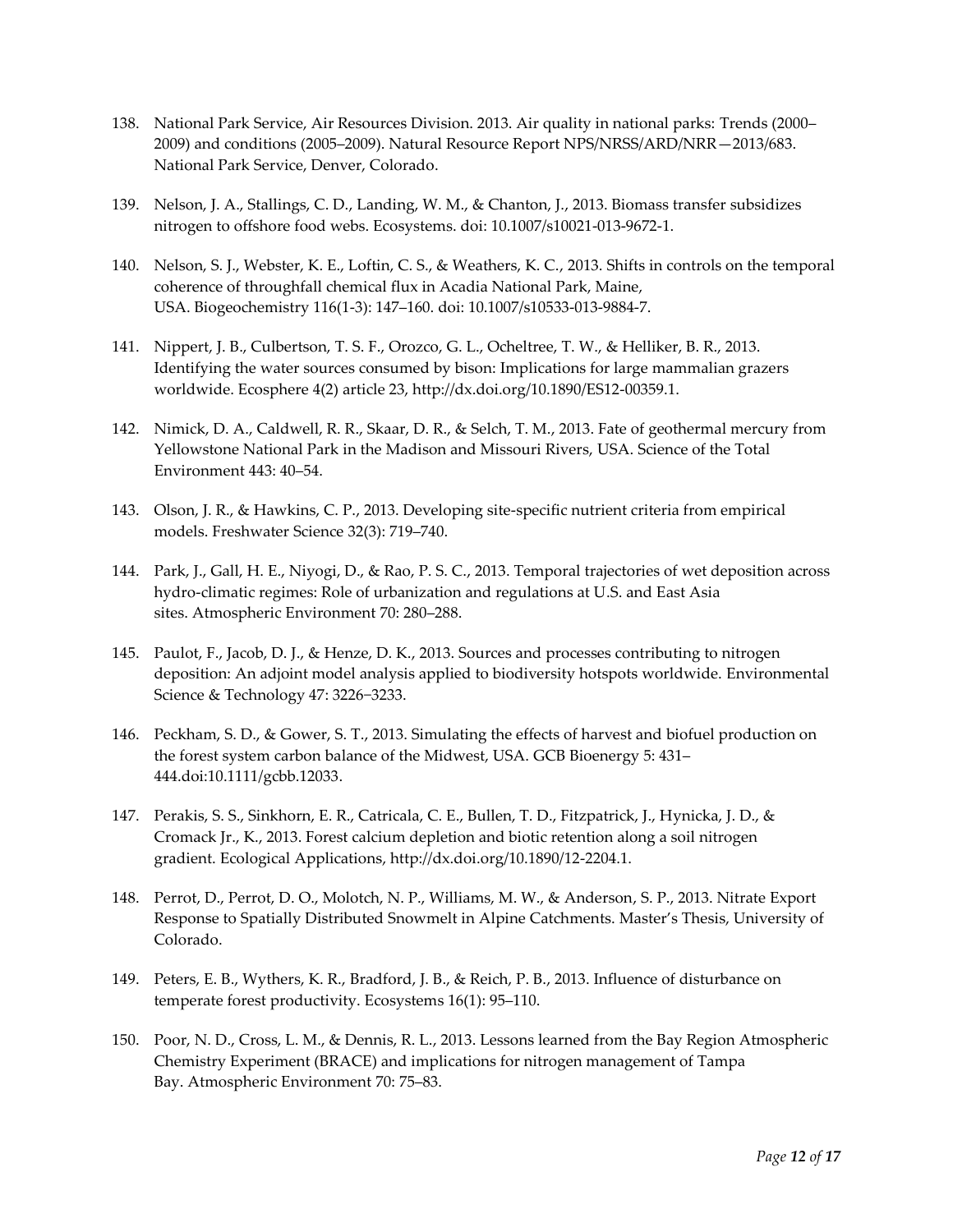138. National Park Service, Air Resources Division. 2013. Air quality in national parks: Trends (2000–2009) and conditions (2005–2009). Natural Resource Report NPS/NRSS/ARD/NRR—2013/683. National Park Service, Denver, Colorado.

139. Nelson, J. A., Stallings, C. D., Landing, W. M., & Chanton, J., 2013. Biomass transfer subsidizes nitrogen to offshore food webs. Ecosystems. doi: 10.1007/s10021-013-9672-1.

140. Nelson, S. J., Webster, K. E., Loftin, C. S., & Weathers, K. C., 2013. Shifts in controls on the temporal coherence of throughfall chemical flux in Acadia National Park, Maine, USA. Biogeochemistry 116(1-3): 147–160. doi: 10.1007/s10533-013-9884-7.

141. Nippert, J. B., Culbertson, T. S. F., Orozco, G. L., Ocheltree, T. W., & Helliker, B. R., 2013. Identifying the water sources consumed by bison: Implications for large mammalian grazers worldwide. Ecosphere 4(2) article 23, http://dx.doi.org/10.1890/ES12-00359.1.

142. Nimick, D. A., Caldwell, R. R., Skaar, D. R., & Selch, T. M., 2013. Fate of geothermal mercury from Yellowstone National Park in the Madison and Missouri Rivers, USA. Science of the Total Environment 443: 40–54.

143. Olson, J. R., & Hawkins, C. P., 2013. Developing site-specific nutrient criteria from empirical models. Freshwater Science 32(3): 719–740.

144. Park, J., Gall, H. E., Niyogi, D., & Rao, P. S. C., 2013. Temporal trajectories of wet deposition across hydro-climatic regimes: Role of urbanization and regulations at U.S. and East Asia sites. Atmospheric Environment 70: 280–288.

145. Paulot, F., Jacob, D. J., & Henze, D. K., 2013. Sources and processes contributing to nitrogen deposition: An adjoint model analysis applied to biodiversity hotspots worldwide. Environmental Science & Technology 47: 3226−3233.

146. Peckham, S. D., & Gower, S. T., 2013. Simulating the effects of harvest and biofuel production on the forest system carbon balance of the Midwest, USA. GCB Bioenergy 5: 431–444.doi:10.1111/gcbb.12033.

147. Perakis, S. S., Sinkhorn, E. R., Catricala, C. E., Bullen, T. D., Fitzpatrick, J., Hynicka, J. D., & Cromack Jr., K., 2013. Forest calcium depletion and biotic retention along a soil nitrogen gradient. Ecological Applications, http://dx.doi.org/10.1890/12-2204.1.

148. Perrot, D., Perrot, D. O., Molotch, N. P., Williams, M. W., & Anderson, S. P., 2013. Nitrate Export Response to Spatially Distributed Snowmelt in Alpine Catchments. Master's Thesis, University of Colorado.

149. Peters, E. B., Wythers, K. R., Bradford, J. B., & Reich, P. B., 2013. Influence of disturbance on temperate forest productivity. Ecosystems 16(1): 95–110.

150. Poor, N. D., Cross, L. M., & Dennis, R. L., 2013. Lessons learned from the Bay Region Atmospheric Chemistry Experiment (BRACE) and implications for nitrogen management of Tampa Bay. Atmospheric Environment 70: 75–83.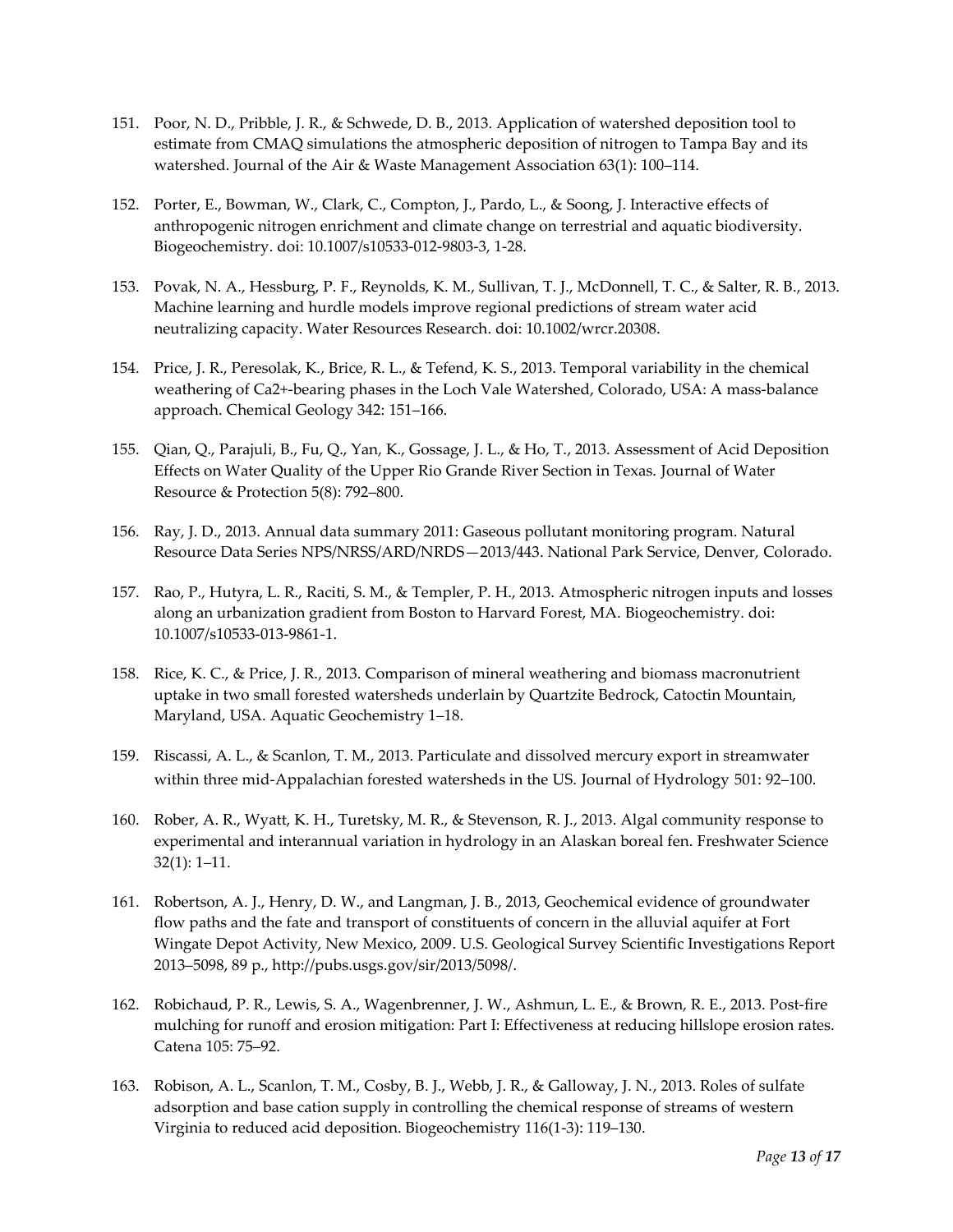151. Poor, N. D., Pribble, J. R., & Schwede, D. B., 2013. Application of watershed deposition tool to estimate from CMAQ simulations the atmospheric deposition of nitrogen to Tampa Bay and its watershed. Journal of the Air & Waste Management Association 63(1): 100–114.

152. Porter, E., Bowman, W., Clark, C., Compton, J., Pardo, L., & Soong, J. Interactive effects of anthropogenic nitrogen enrichment and climate change on terrestrial and aquatic biodiversity. Biogeochemistry. doi: 10.1007/s10533-012-9803-3, 1-28.

153. Povak, N. A., Hessburg, P. F., Reynolds, K. M., Sullivan, T. J., McDonnell, T. C., & Salter, R. B., 2013. Machine learning and hurdle models improve regional predictions of stream water acid neutralizing capacity. Water Resources Research. doi: 10.1002/wrcr.20308.

154. Price, J. R., Peresolak, K., Brice, R. L., & Tefend, K. S., 2013. Temporal variability in the chemical weathering of $Ca^{2+}$-bearing phases in the Loch Vale Watershed, Colorado, USA: A mass-balance approach. Chemical Geology 342: 151–166.

155. Qian, Q., Parajuli, B., Fu, Q., Yan, K., Gossage, J. L., & Ho, T., 2013. Assessment of Acid Deposition Effects on Water Quality of the Upper Rio Grande River Section in Texas. Journal of Water Resource & Protection 5(8): 792–800.

156. Ray, J. D., 2013. Annual data summary 2011: Gaseous pollutant monitoring program. Natural Resource Data Series NPS/NRSS/ARD/NRDS—2013/443. National Park Service, Denver, Colorado.

157. Rao, P., Hutyra, L. R., Raciti, S. M., & Templer, P. H., 2013. Atmospheric nitrogen inputs and losses along an urbanization gradient from Boston to Harvard Forest, MA. Biogeochemistry. doi: 10.1007/s10533-013-9861-1.

158. Rice, K. C., & Price, J. R., 2013. Comparison of mineral weathering and biomass macronutrient uptake in two small forested watersheds underlain by Quartzite Bedrock, Catoctin Mountain, Maryland, USA. Aquatic Geochemistry 1–18.

159. Riscassi, A. L., & Scanlon, T. M., 2013. Particulate and dissolved mercury export in streamwater within three mid-Appalachian forested watersheds in the US. Journal of Hydrology 501: 92–100.

160. Rober, A. R., Wyatt, K. H., Turetsky, M. R., & Stevenson, R. J., 2013. Algal community response to experimental and interannual variation in hydrology in an Alaskan boreal fen. Freshwater Science 32(1): 1–11.

161. Robertson, A. J., Henry, D. W., and Langman, J. B., 2013, Geochemical evidence of groundwater flow paths and the fate and transport of constituents of concern in the alluvial aquifer at Fort Wingate Depot Activity, New Mexico, 2009. U.S. Geological Survey Scientific Investigations Report 2013–5098, 89 p., http://pubs.usgs.gov/sir/2013/5098/.

162. Robichaud, P. R., Lewis, S. A., Wagenbrenner, J. W., Ashmun, L. E., & Brown, R. E., 2013. Post-fire mulching for runoff and erosion mitigation: Part I: Effectiveness at reducing hillslope erosion rates. Catena 105: 75–92.

163. Robison, A. L., Scanlon, T. M., Cosby, B. J., Webb, J. R., & Galloway, J. N., 2013. Roles of sulfate adsorption and base cation supply in controlling the chemical response of streams of western Virginia to reduced acid deposition. Biogeochemistry 116(1-3): 119–130.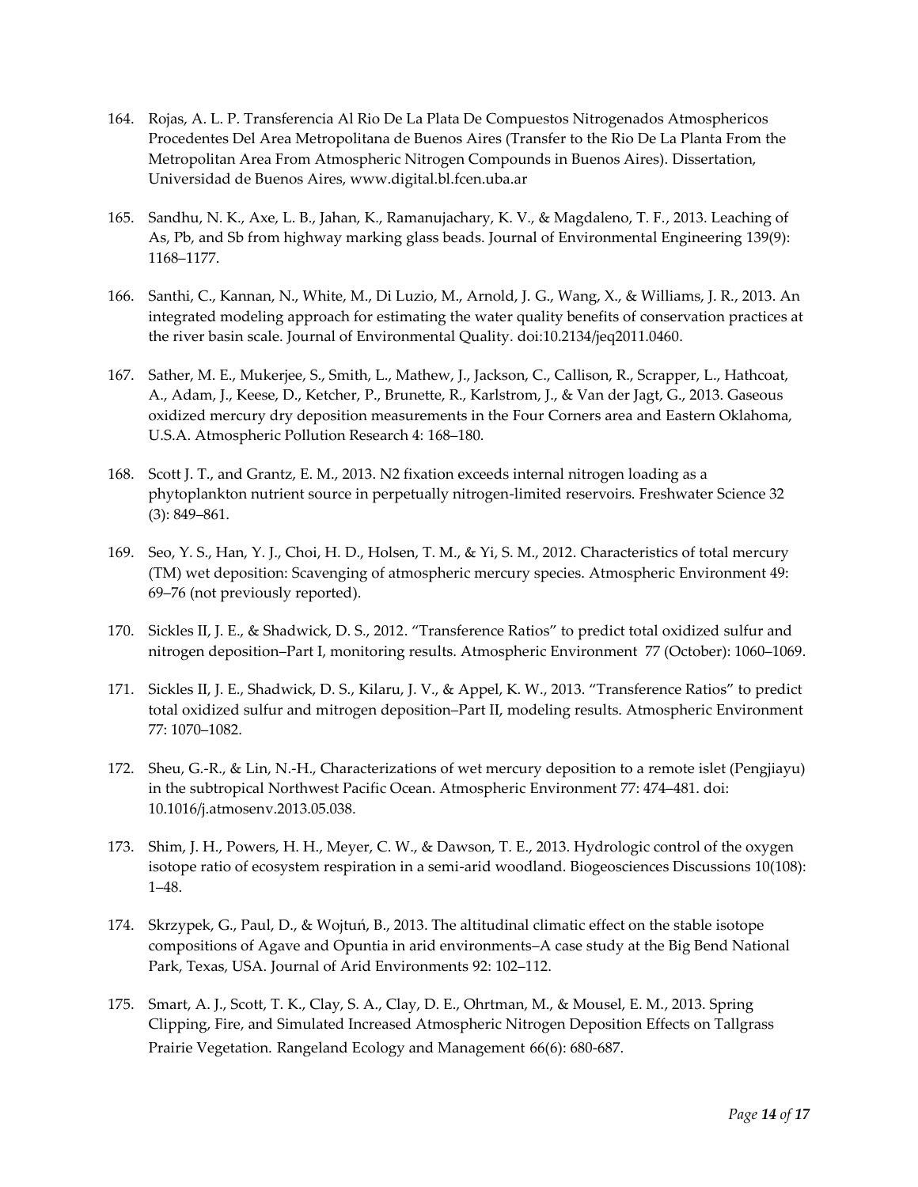164. Rojas, A. L. P. Transferencia Al Rio De La Plata De Compuestos Nitrogenados Atmosphericos Procedentes Del Area Metropolitana de Buenos Aires (Transfer to the Rio De La Planta From the Metropolitan Area From Atmospheric Nitrogen Compounds in Buenos Aires). Dissertation, Universidad de Buenos Aires, www.digital.bl.fcen.uba.ar

165. Sandhu, N. K., Axe, L. B., Jahan, K., Ramanujachary, K. V., & Magdaleno, T. F., 2013. Leaching of As, Pb, and Sb from highway marking glass beads. Journal of Environmental Engineering 139(9): 1168–1177.

166. Santhi, C., Kannan, N., White, M., Di Luzio, M., Arnold, J. G., Wang, X., & Williams, J. R., 2013. An integrated modeling approach for estimating the water quality benefits of conservation practices at the river basin scale. Journal of Environmental Quality. doi:10.2134/jeq2011.0460.

167. Sather, M. E., Mukerjee, S., Smith, L., Mathew, J., Jackson, C., Callison, R., Scrapper, L., Hathcoat, A., Adam, J., Keese, D., Ketcher, P., Brunette, R., Karlstrom, J., & Van der Jagt, G., 2013. Gaseous oxidized mercury dry deposition measurements in the Four Corners area and Eastern Oklahoma, U.S.A. Atmospheric Pollution Research 4: 168–180.

168. Scott J. T., and Grantz, E. M., 2013. N2 fixation exceeds internal nitrogen loading as a phytoplankton nutrient source in perpetually nitrogen-limited reservoirs. Freshwater Science 32 (3): 849–861.

169. Seo, Y. S., Han, Y. J., Choi, H. D., Holsen, T. M., & Yi, S. M., 2012. Characteristics of total mercury (TM) wet deposition: Scavenging of atmospheric mercury species. Atmospheric Environment 49: 69–76 (not previously reported).

170. Sickles II, J. E., & Shadwick, D. S., 2012. "Transference Ratios" to predict total oxidized sulfur and nitrogen deposition–Part I, monitoring results. Atmospheric Environment 77 (October): 1060–1069.

171. Sickles II, J. E., Shadwick, D. S., Kilaru, J. V., & Appel, K. W., 2013. "Transference Ratios" to predict total oxidized sulfur and mitrogen deposition–Part II, modeling results. Atmospheric Environment 77: 1070–1082.

172. Sheu, G.-R., & Lin, N.-H., Characterizations of wet mercury deposition to a remote islet (Pengjiayu) in the subtropical Northwest Pacific Ocean. Atmospheric Environment 77: 474–481. doi: 10.1016/j.atmosenv.2013.05.038.

173. Shim, J. H., Powers, H. H., Meyer, C. W., & Dawson, T. E., 2013. Hydrologic control of the oxygen isotope ratio of ecosystem respiration in a semi-arid woodland. Biogeosciences Discussions 10(108): 1–48.

174. Skrzypek, G., Paul, D., & Wojtuń, B., 2013. The altitudinal climatic effect on the stable isotope compositions of Agave and Opuntia in arid environments–A case study at the Big Bend National Park, Texas, USA. Journal of Arid Environments 92: 102–112.

175. Smart, A. J., Scott, T. K., Clay, S. A., Clay, D. E., Ohrtman, M., & Mousel, E. M., 2013. Spring Clipping, Fire, and Simulated Increased Atmospheric Nitrogen Deposition Effects on Tallgrass Prairie Vegetation. Rangeland Ecology and Management 66(6): 680-687.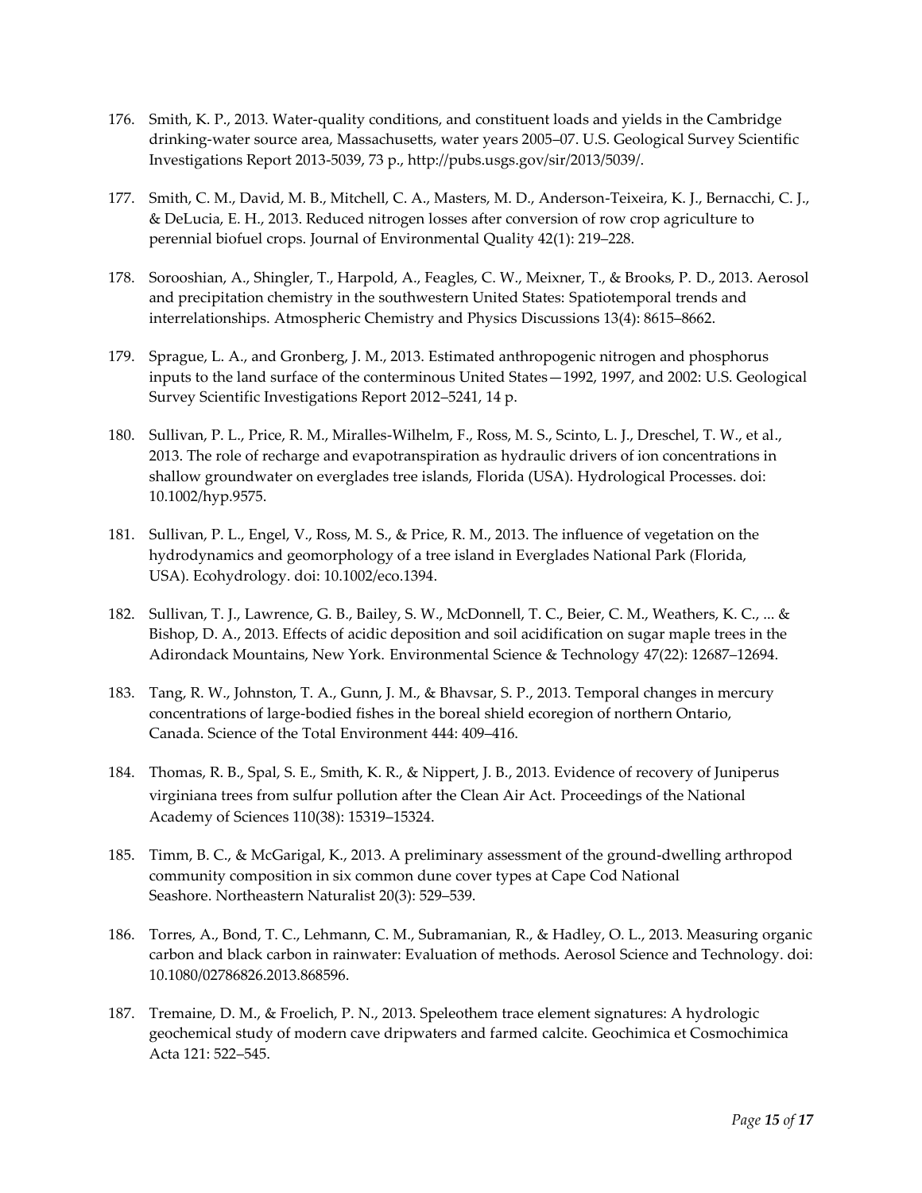176. Smith, K. P., 2013. Water-quality conditions, and constituent loads and yields in the Cambridge drinking-water source area, Massachusetts, water years 2005–07. U.S. Geological Survey Scientific Investigations Report 2013-5039, 73 p., http://pubs.usgs.gov/sir/2013/5039/.

177. Smith, C. M., David, M. B., Mitchell, C. A., Masters, M. D., Anderson-Teixeira, K. J., Bernacchi, C. J., & DeLucia, E. H., 2013. Reduced nitrogen losses after conversion of row crop agriculture to perennial biofuel crops. Journal of Environmental Quality 42(1): 219–228.

178. Sorooshian, A., Shingler, T., Harpold, A., Feagles, C. W., Meixner, T., & Brooks, P. D., 2013. Aerosol and precipitation chemistry in the southwestern United States: Spatiotemporal trends and interrelationships. Atmospheric Chemistry and Physics Discussions 13(4): 8615–8662.

179. Sprague, L. A., and Gronberg, J. M., 2013. Estimated anthropogenic nitrogen and phosphorus inputs to the land surface of the conterminous United States—1992, 1997, and 2002: U.S. Geological Survey Scientific Investigations Report 2012–5241, 14 p.

180. Sullivan, P. L., Price, R. M., Miralles-Wilhelm, F., Ross, M. S., Scinto, L. J., Dreschel, T. W., et al., 2013. The role of recharge and evapotranspiration as hydraulic drivers of ion concentrations in shallow groundwater on everglades tree islands, Florida (USA). Hydrological Processes. doi: 10.1002/hyp.9575.

181. Sullivan, P. L., Engel, V., Ross, M. S., & Price, R. M., 2013. The influence of vegetation on the hydrodynamics and geomorphology of a tree island in Everglades National Park (Florida, USA). Ecohydrology. doi: 10.1002/eco.1394.

182. Sullivan, T. J., Lawrence, G. B., Bailey, S. W., McDonnell, T. C., Beier, C. M., Weathers, K. C., ... & Bishop, D. A., 2013. Effects of acidic deposition and soil acidification on sugar maple trees in the Adirondack Mountains, New York. Environmental Science & Technology 47(22): 12687–12694.

183. Tang, R. W., Johnston, T. A., Gunn, J. M., & Bhavsar, S. P., 2013. Temporal changes in mercury concentrations of large-bodied fishes in the boreal shield ecoregion of northern Ontario, Canada. Science of the Total Environment 444: 409–416.

184. Thomas, R. B., Spal, S. E., Smith, K. R., & Nippert, J. B., 2013. Evidence of recovery of Juniperus virginiana trees from sulfur pollution after the Clean Air Act. Proceedings of the National Academy of Sciences 110(38): 15319–15324.

185. Timm, B. C., & McGarigal, K., 2013. A preliminary assessment of the ground-dwelling arthropod community composition in six common dune cover types at Cape Cod National Seashore. Northeastern Naturalist 20(3): 529–539.

186. Torres, A., Bond, T. C., Lehmann, C. M., Subramanian, R., & Hadley, O. L., 2013. Measuring organic carbon and black carbon in rainwater: Evaluation of methods. Aerosol Science and Technology. doi: 10.1080/02786826.2013.868596.

187. Tremaine, D. M., & Froelich, P. N., 2013. Speleothem trace element signatures: A hydrologic geochemical study of modern cave dripwaters and farmed calcite. Geochimica et Cosmochimica Acta 121: 522–545.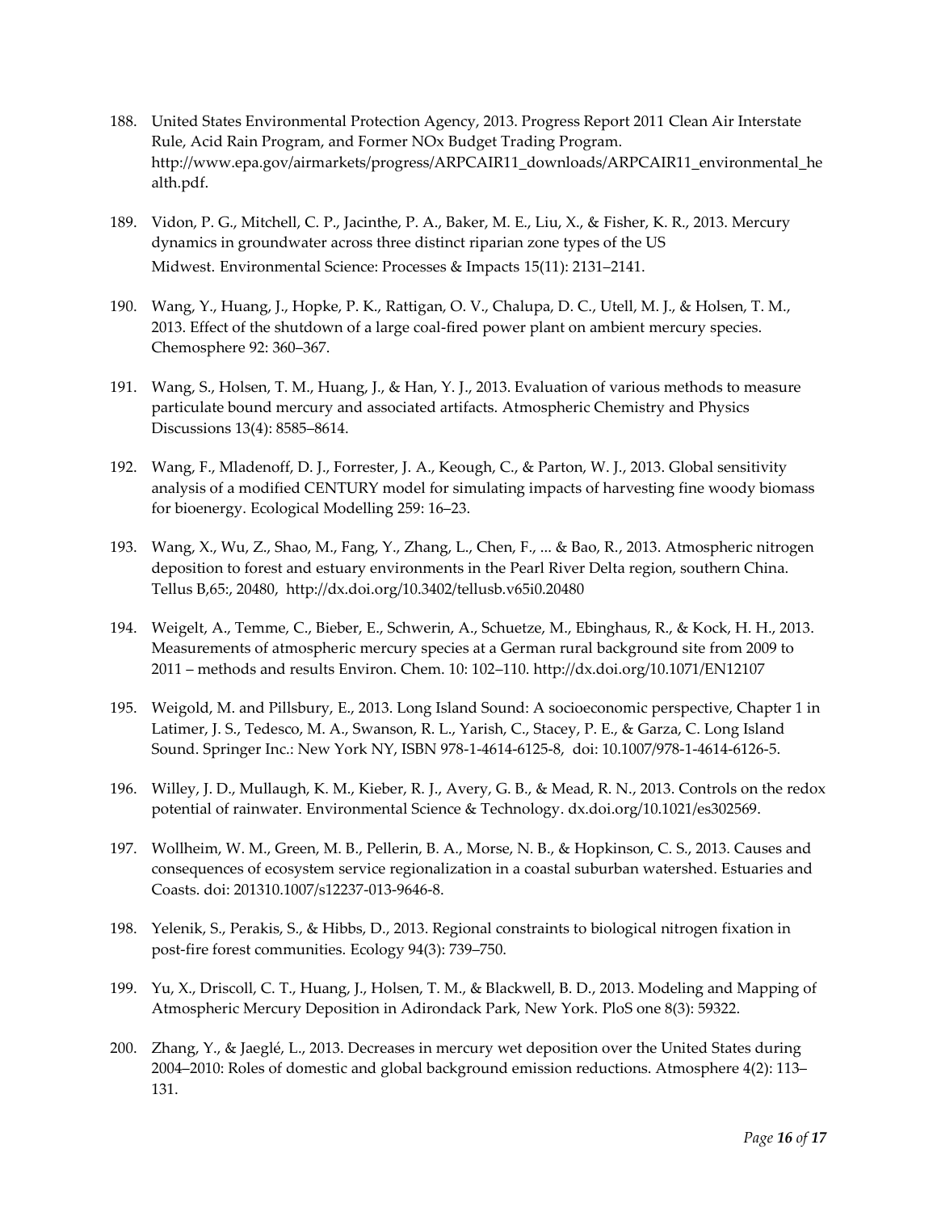188. United States Environmental Protection Agency, 2013. Progress Report 2011 Clean Air Interstate Rule, Acid Rain Program, and Former NOx Budget Trading Program. http://www.epa.gov/airmarkets/progress/ARPCAIR11_downloads/ARPCAIR11_environmental_health.pdf.

189. Vidon, P. G., Mitchell, C. P., Jacinthe, P. A., Baker, M. E., Liu, X., & Fisher, K. R., 2013. Mercury dynamics in groundwater across three distinct riparian zone types of the US Midwest. Environmental Science: Processes & Impacts 15(11): 2131–2141.

190. Wang, Y., Huang, J., Hopke, P. K., Rattigan, O. V., Chalupa, D. C., Utell, M. J., & Holsen, T. M., 2013. Effect of the shutdown of a large coal-fired power plant on ambient mercury species. Chemosphere 92: 360–367.

191. Wang, S., Holsen, T. M., Huang, J., & Han, Y. J., 2013. Evaluation of various methods to measure particulate bound mercury and associated artifacts. Atmospheric Chemistry and Physics Discussions 13(4): 8585–8614.

192. Wang, F., Mladenoff, D. J., Forrester, J. A., Keough, C., & Parton, W. J., 2013. Global sensitivity analysis of a modified CENTURY model for simulating impacts of harvesting fine woody biomass for bioenergy. Ecological Modelling 259: 16–23.

193. Wang, X., Wu, Z., Shao, M., Fang, Y., Zhang, L., Chen, F., ... & Bao, R., 2013. Atmospheric nitrogen deposition to forest and estuary environments in the Pearl River Delta region, southern China. Tellus B,65:, 20480, http://dx.doi.org/10.3402/tellusb.v65i0.20480

194. Weigelt, A., Temme, C., Bieber, E., Schwerin, A., Schuetze, M., Ebinghaus, R., & Kock, H. H., 2013. Measurements of atmospheric mercury species at a German rural background site from 2009 to 2011 – methods and results Environ. Chem. 10: 102–110. http://dx.doi.org/10.1071/EN12107

195. Weigold, M. and Pillsbury, E., 2013. Long Island Sound: A socioeconomic perspective, Chapter 1 in Latimer, J. S., Tedesco, M. A., Swanson, R. L., Yarish, C., Stacey, P. E., & Garza, C. Long Island Sound. Springer Inc.: New York NY, ISBN 978-1-4614-6125-8, doi: 10.1007/978-1-4614-6126-5.

196. Willey, J. D., Mullaugh, K. M., Kieber, R. J., Avery, G. B., & Mead, R. N., 2013. Controls on the redox potential of rainwater. Environmental Science & Technology. dx.doi.org/10.1021/es302569.

197. Wollheim, W. M., Green, M. B., Pellerin, B. A., Morse, N. B., & Hopkinson, C. S., 2013. Causes and consequences of ecosystem service regionalization in a coastal suburban watershed. Estuaries and Coasts. doi: 201310.1007/s12237-013-9646-8.

198. Yelenik, S., Perakis, S., & Hibbs, D., 2013. Regional constraints to biological nitrogen fixation in post-fire forest communities. Ecology 94(3): 739–750.

199. Yu, X., Driscoll, C. T., Huang, J., Holsen, T. M., & Blackwell, B. D., 2013. Modeling and Mapping of Atmospheric Mercury Deposition in Adirondack Park, New York. PloS one 8(3): 59322.

200. Zhang, Y., & Jaeglé, L., 2013. Decreases in mercury wet deposition over the United States during 2004–2010: Roles of domestic and global background emission reductions. Atmosphere 4(2): 113–131.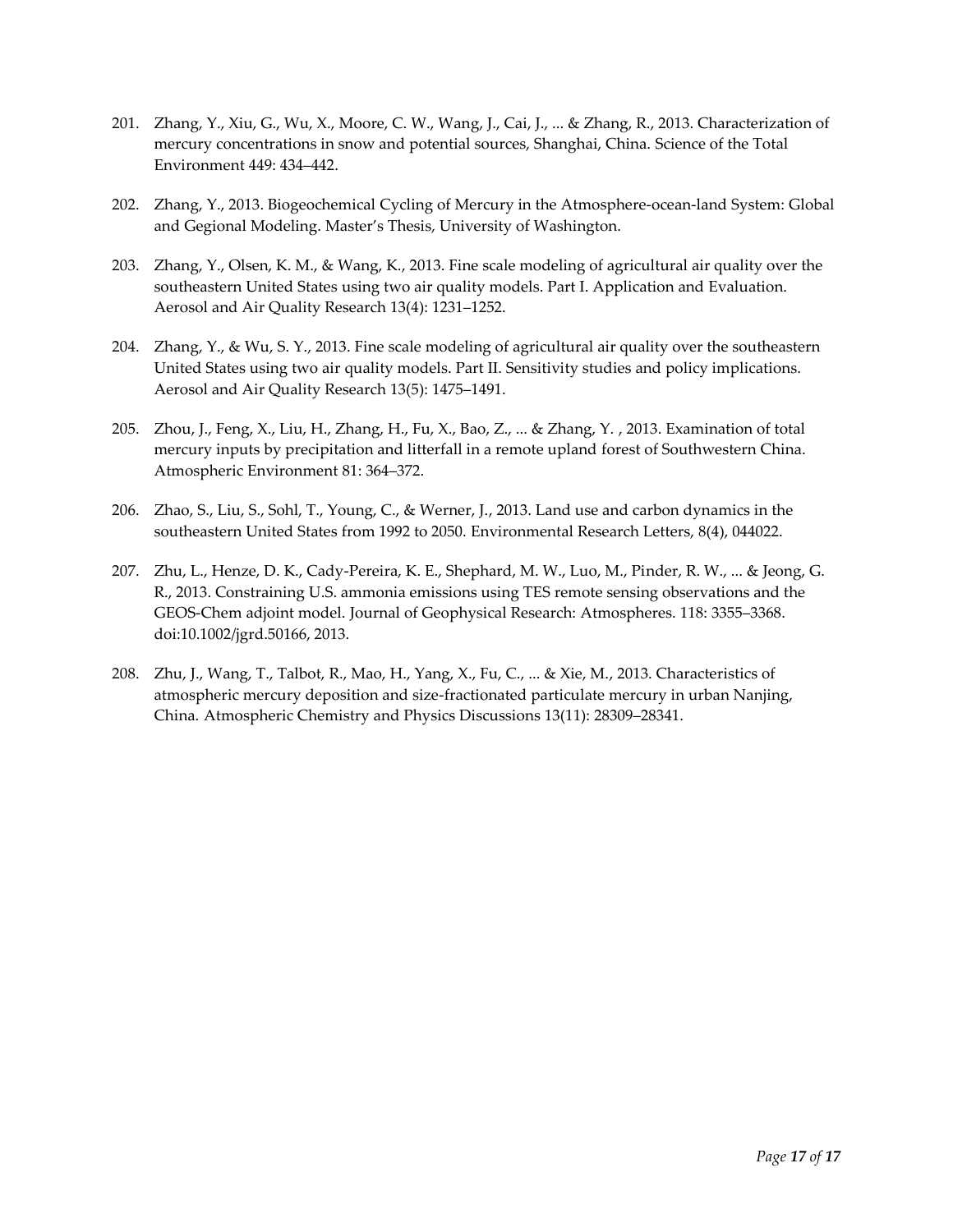201. Zhang, Y., Xiu, G., Wu, X., Moore, C. W., Wang, J., Cai, J., ... & Zhang, R., 2013. Characterization of mercury concentrations in snow and potential sources, Shanghai, China. Science of the Total Environment 449: 434–442.

202. Zhang, Y., 2013. Biogeochemical Cycling of Mercury in the Atmosphere-ocean-land System: Global and Gegional Modeling. Master's Thesis, University of Washington.

203. Zhang, Y., Olsen, K. M., & Wang, K., 2013. Fine scale modeling of agricultural air quality over the southeastern United States using two air quality models. Part I. Application and Evaluation. Aerosol and Air Quality Research 13(4): 1231–1252.

204. Zhang, Y., & Wu, S. Y., 2013. Fine scale modeling of agricultural air quality over the southeastern United States using two air quality models. Part II. Sensitivity studies and policy implications. Aerosol and Air Quality Research 13(5): 1475–1491.

205. Zhou, J., Feng, X., Liu, H., Zhang, H., Fu, X., Bao, Z., ... & Zhang, Y. , 2013. Examination of total mercury inputs by precipitation and litterfall in a remote upland forest of Southwestern China. Atmospheric Environment 81: 364–372.

206. Zhao, S., Liu, S., Sohl, T., Young, C., & Werner, J., 2013. Land use and carbon dynamics in the southeastern United States from 1992 to 2050. Environmental Research Letters, 8(4), 044022.

207. Zhu, L., Henze, D. K., Cady-Pereira, K. E., Shephard, M. W., Luo, M., Pinder, R. W., ... & Jeong, G. R., 2013. Constraining U.S. ammonia emissions using TES remote sensing observations and the GEOS-Chem adjoint model. Journal of Geophysical Research: Atmospheres. 118: 3355–3368. doi:10.1002/jgrd.50166, 2013.

208. Zhu, J., Wang, T., Talbot, R., Mao, H., Yang, X., Fu, C., ... & Xie, M., 2013. Characteristics of atmospheric mercury deposition and size-fractionated particulate mercury in urban Nanjing, China. Atmospheric Chemistry and Physics Discussions 13(11): 28309–28341.